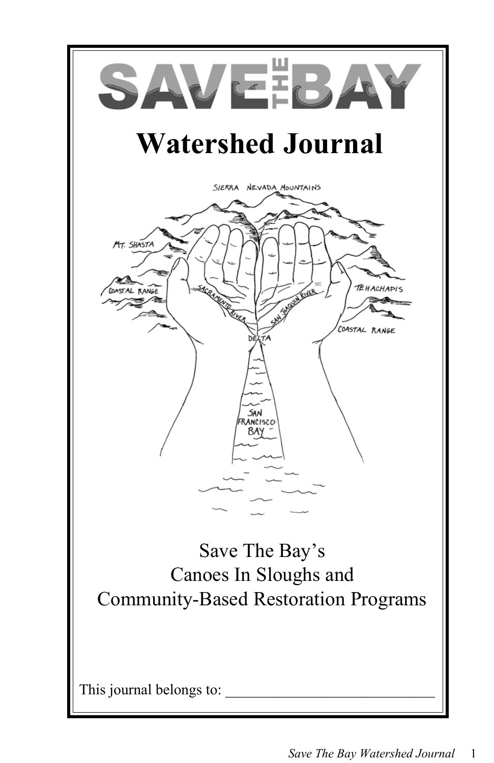# SAVE THE BAY

# Watershed Journal

Save The Bay's
Canoes In Sloughs and
Community-Based Restoration Programs

This journal belongs to: ______________________________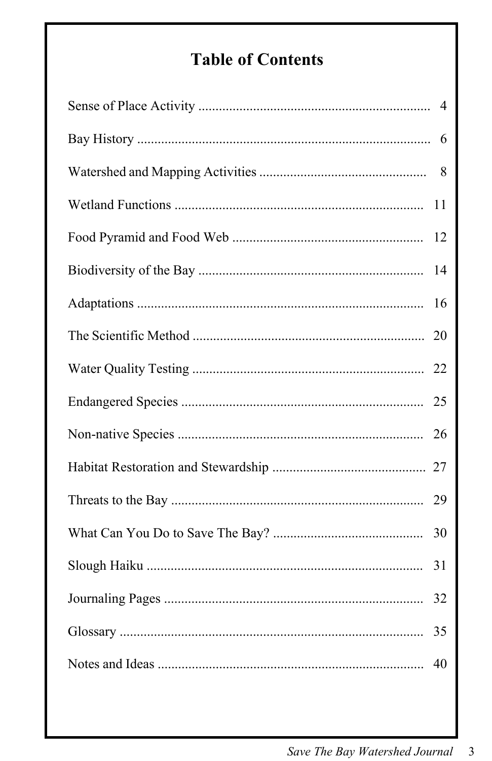# Table of Contents

| | |
|---|---|
| Sense of Place Activity | 4 |
| Bay History | 6 |
| Watershed and Mapping Activities | 8 |
| Wetland Functions | 11 |
| Food Pyramid and Food Web | 12 |
| Biodiversity of the Bay | 14 |
| Adaptations | 16 |
| The Scientific Method | 20 |
| Water Quality Testing | 22 |
| Endangered Species | 25 |
| Non-native Species | 26 |
| Habitat Restoration and Stewardship | 27 |
| Threats to the Bay | 29 |
| What Can You Do to Save The Bay? | 30 |
| Slough Haiku | 31 |
| Journaling Pages | 32 |
| Glossary | 35 |
| Notes and Ideas | 40 |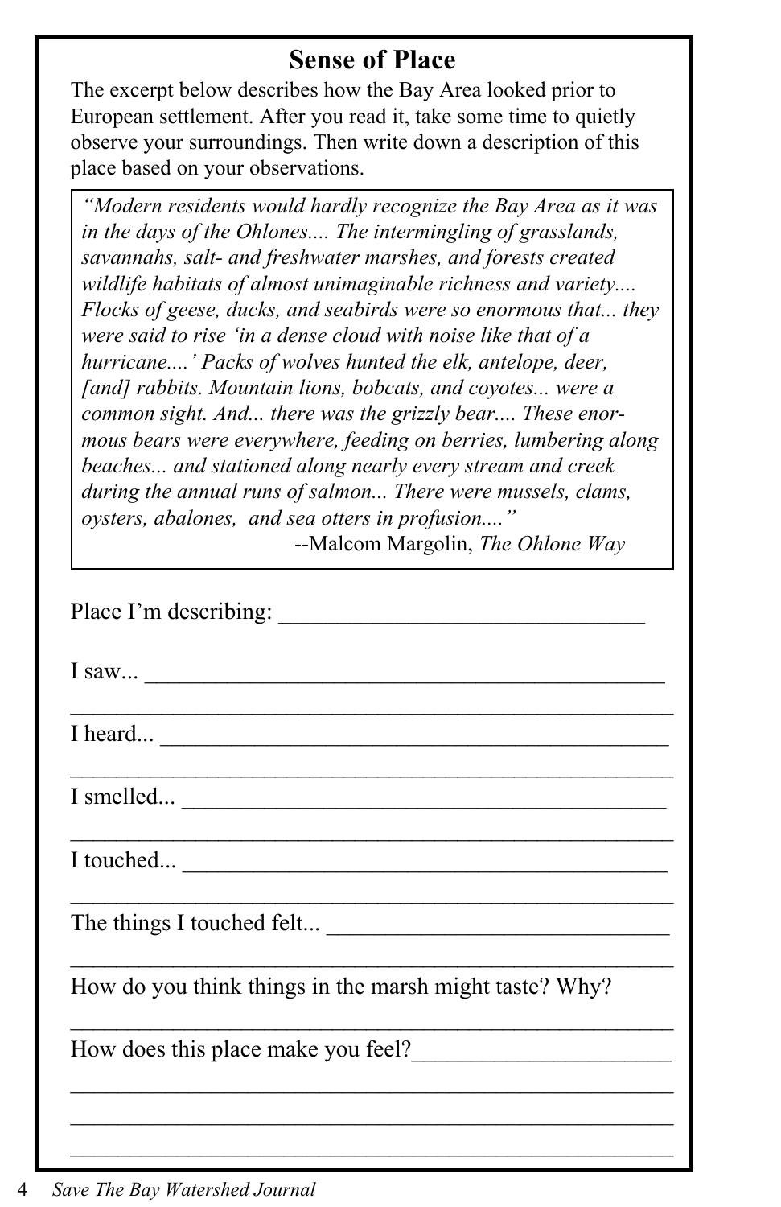# Sense of Place

The excerpt below describes how the Bay Area looked prior to European settlement. After you read it, take some time to quietly observe your surroundings. Then write down a description of this place based on your observations.

> *"Modern residents would hardly recognize the Bay Area as it was in the days of the Ohlones.... The intermingling of grasslands, savannahs, salt- and freshwater marshes, and forests created wildlife habitats of almost unimaginable richness and variety.... Flocks of geese, ducks, and seabirds were so enormous that... they were said to rise 'in a dense cloud with noise like that of a hurricane....' Packs of wolves hunted the elk, antelope, deer, [and] rabbits. Mountain lions, bobcats, and coyotes... were a common sight. And... there was the grizzly bear.... These enormous bears were everywhere, feeding on berries, lumbering along beaches... and stationed along nearly every stream and creek during the annual runs of salmon... There were mussels, clams, oysters, abalones, and sea otters in profusion...."*
>
> --Malcom Margolin, *The Ohlone Way*

Place I'm describing: ________________________________

I saw... ______________________________________________

______________________________________________________

I heard... ____________________________________________

______________________________________________________

I smelled... __________________________________________

______________________________________________________

I touched... __________________________________________

______________________________________________________

The things I touched felt... ______________________________

______________________________________________________

How do you think things in the marsh might taste? Why?

______________________________________________________

How does this place make you feel?______________________

______________________________________________________

______________________________________________________

______________________________________________________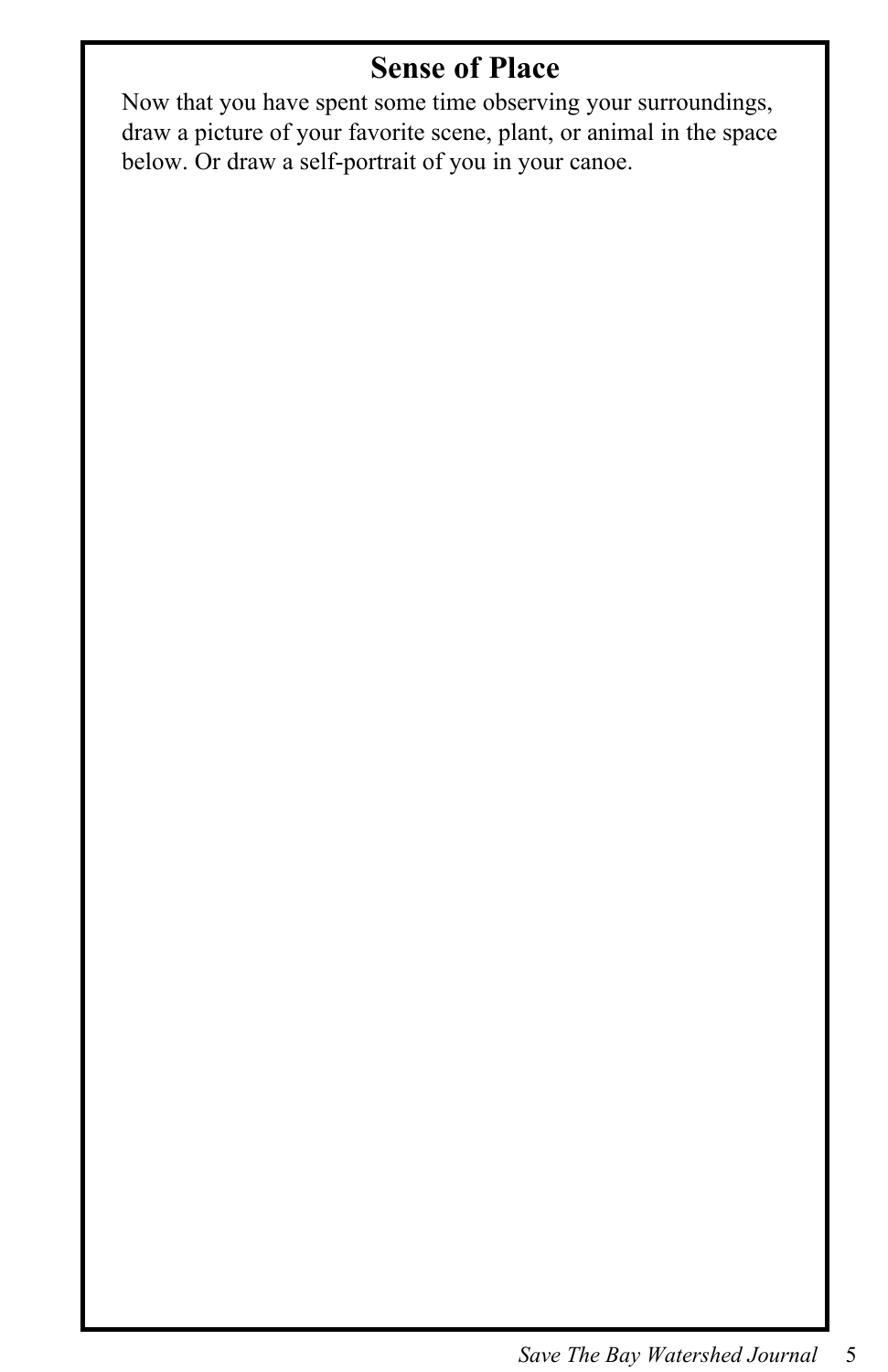## Sense of Place

Now that you have spent some time observing your surroundings, draw a picture of your favorite scene, plant, or animal in the space below. Or draw a self-portrait of you in your canoe.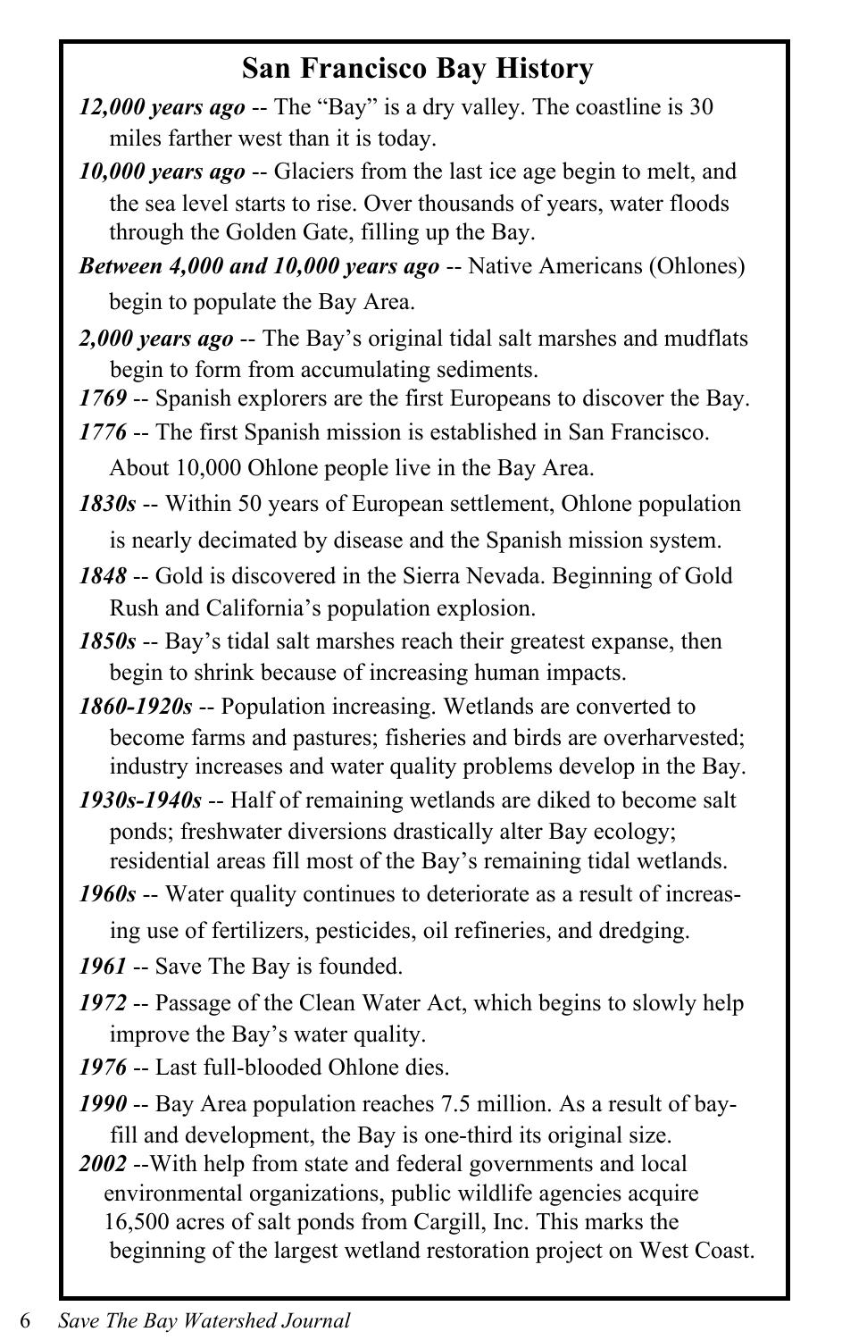## San Francisco Bay History

***12,000 years ago*** -- The "Bay" is a dry valley. The coastline is 30 miles farther west than it is today.

***10,000 years ago*** -- Glaciers from the last ice age begin to melt, and the sea level starts to rise. Over thousands of years, water floods through the Golden Gate, filling up the Bay.

***Between 4,000 and 10,000 years ago*** -- Native Americans (Ohlones) begin to populate the Bay Area.

***2,000 years ago*** -- The Bay's original tidal salt marshes and mudflats begin to form from accumulating sediments.

***1769*** -- Spanish explorers are the first Europeans to discover the Bay.

***1776*** -- The first Spanish mission is established in San Francisco. About 10,000 Ohlone people live in the Bay Area.

***1830s*** -- Within 50 years of European settlement, Ohlone population is nearly decimated by disease and the Spanish mission system.

***1848*** -- Gold is discovered in the Sierra Nevada. Beginning of Gold Rush and California's population explosion.

***1850s*** -- Bay's tidal salt marshes reach their greatest expanse, then begin to shrink because of increasing human impacts.

***1860-1920s*** -- Population increasing. Wetlands are converted to become farms and pastures; fisheries and birds are overharvested; industry increases and water quality problems develop in the Bay.

***1930s-1940s*** -- Half of remaining wetlands are diked to become salt ponds; freshwater diversions drastically alter Bay ecology; residential areas fill most of the Bay's remaining tidal wetlands.

***1960s*** -- Water quality continues to deteriorate as a result of increasing use of fertilizers, pesticides, oil refineries, and dredging.

***1961*** -- Save The Bay is founded.

***1972*** -- Passage of the Clean Water Act, which begins to slowly help improve the Bay's water quality.

***1976*** -- Last full-blooded Ohlone dies.

***1990*** -- Bay Area population reaches 7.5 million. As a result of bay-fill and development, the Bay is one-third its original size.

***2002*** --With help from state and federal governments and local environmental organizations, public wildlife agencies acquire 16,500 acres of salt ponds from Cargill, Inc. This marks the beginning of the largest wetland restoration project on West Coast.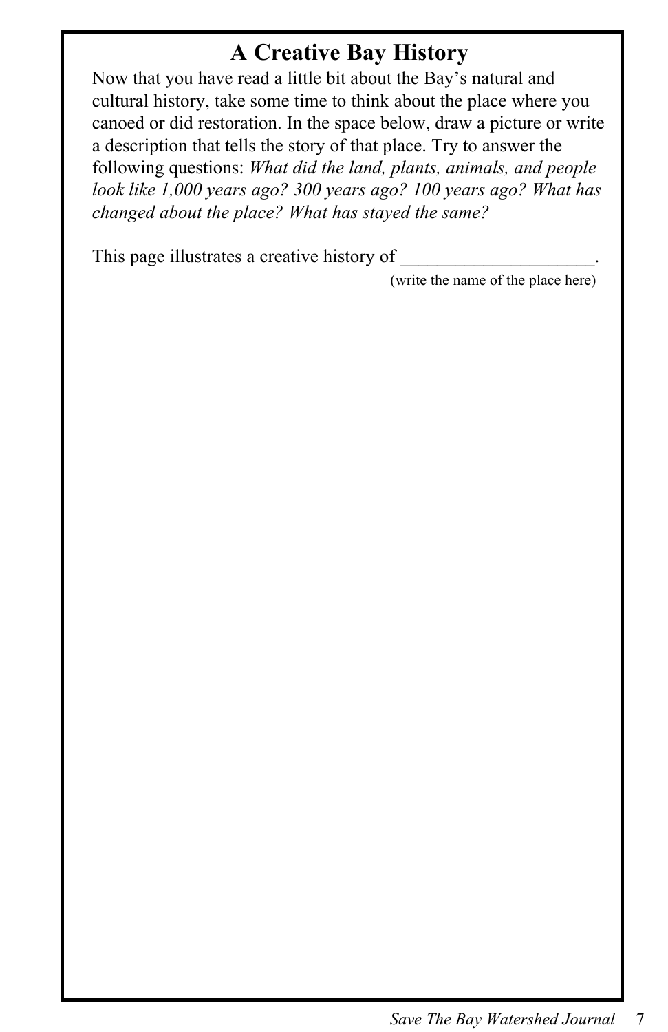# A Creative Bay History

Now that you have read a little bit about the Bay's natural and cultural history, take some time to think about the place where you canoed or did restoration. In the space below, draw a picture or write a description that tells the story of that place. Try to answer the following questions: *What did the land, plants, animals, and people look like 1,000 years ago? 300 years ago? 100 years ago? What has changed about the place? What has stayed the same?*

This page illustrates a creative history of ____________________.

(write the name of the place here)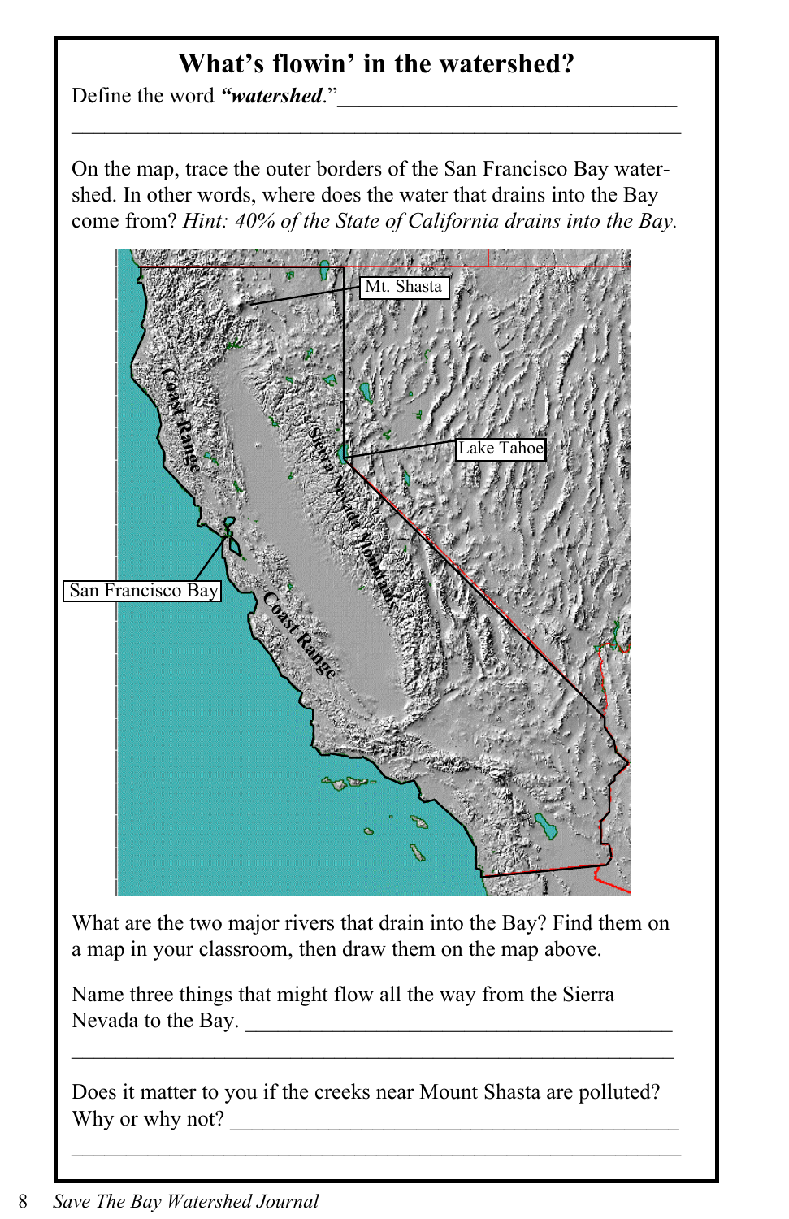# What's flowin' in the watershed?

Define the word ***"watershed***."\_\_\_\_\_\_\_\_\_\_\_\_\_\_\_\_\_\_\_\_\_\_\_\_\_\_\_\_\_\_\_\_

\_\_\_\_\_\_\_\_\_\_\_\_\_\_\_\_\_\_\_\_\_\_\_\_\_\_\_\_\_\_\_\_\_\_\_\_\_\_\_\_\_\_\_\_\_\_\_\_\_\_\_\_\_\_\_\_

On the map, trace the outer borders of the San Francisco Bay watershed. In other words, where does the water that drains into the Bay come from? *Hint: 40% of the State of California drains into the Bay.*

What are the two major rivers that drain into the Bay? Find them on a map in your classroom, then draw them on the map above.

Name three things that might flow all the way from the Sierra Nevada to the Bay. \_\_\_\_\_\_\_\_\_\_\_\_\_\_\_\_\_\_\_\_\_\_\_\_\_\_\_\_\_\_\_\_\_\_\_\_\_\_\_\_

\_\_\_\_\_\_\_\_\_\_\_\_\_\_\_\_\_\_\_\_\_\_\_\_\_\_\_\_\_\_\_\_\_\_\_\_\_\_\_\_\_\_\_\_\_\_\_\_\_\_\_\_\_\_\_\_

Does it matter to you if the creeks near Mount Shasta are polluted? Why or why not? \_\_\_\_\_\_\_\_\_\_\_\_\_\_\_\_\_\_\_\_\_\_\_\_\_\_\_\_\_\_\_\_\_\_\_\_\_\_\_\_\_\_\_

\_\_\_\_\_\_\_\_\_\_\_\_\_\_\_\_\_\_\_\_\_\_\_\_\_\_\_\_\_\_\_\_\_\_\_\_\_\_\_\_\_\_\_\_\_\_\_\_\_\_\_\_\_\_\_\_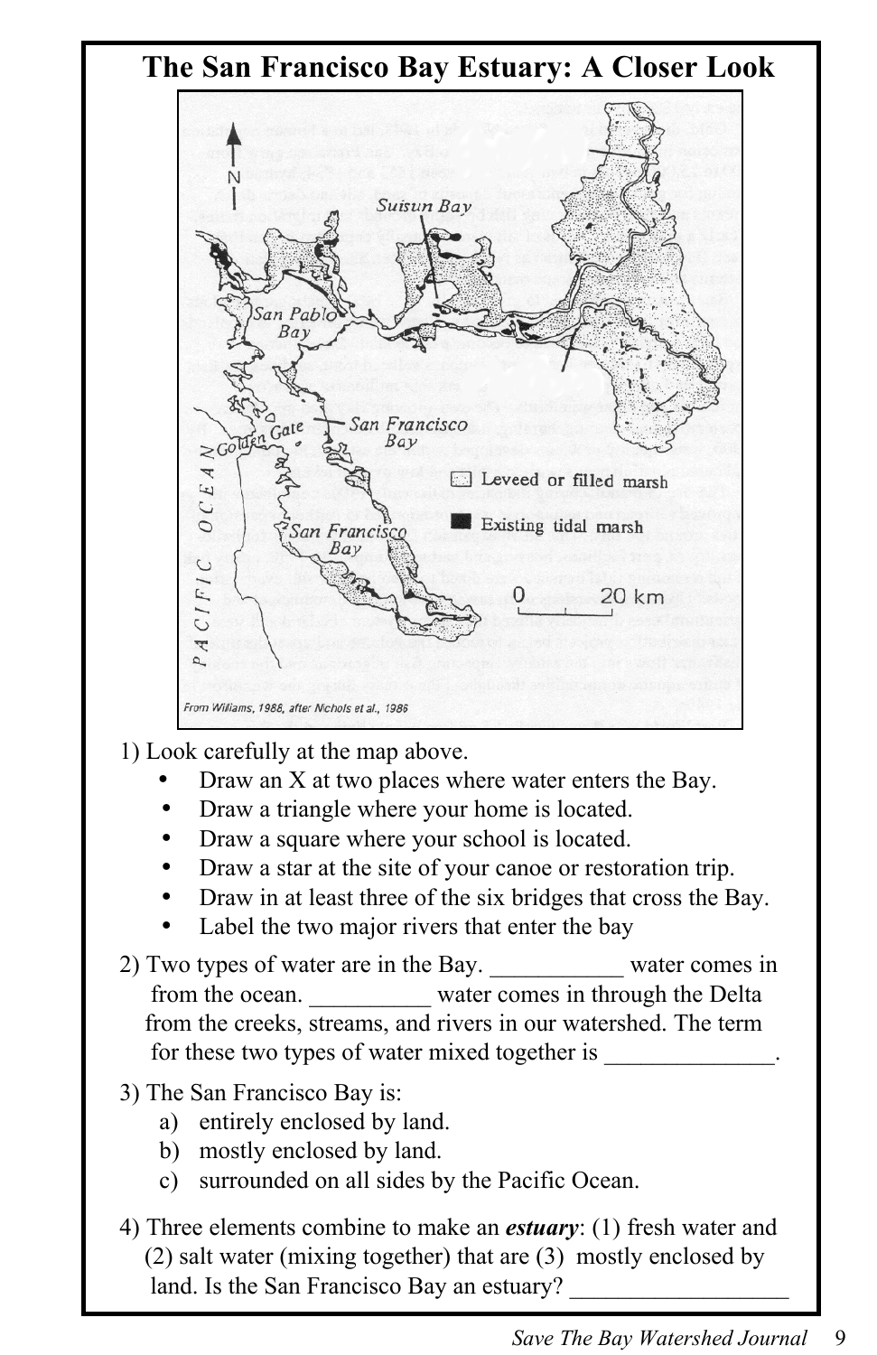# The San Francisco Bay Estuary: A Closer Look

1) Look carefully at the map above.
- Draw an X at two places where water enters the Bay.
- Draw a triangle where your home is located.
- Draw a square where your school is located.
- Draw a star at the site of your canoe or restoration trip.
- Draw in at least three of the six bridges that cross the Bay.
- Label the two major rivers that enter the bay

2) Two types of water are in the Bay. ___________ water comes in from the ocean. __________ water comes in through the Delta from the creeks, streams, and rivers in our watershed. The term for these two types of water mixed together is ______________.

3) The San Francisco Bay is:
   a) entirely enclosed by land.
   b) mostly enclosed by land.
   c) surrounded on all sides by the Pacific Ocean.

4) Three elements combine to make an ***estuary***: (1) fresh water and (2) salt water (mixing together) that are (3) mostly enclosed by land. Is the San Francisco Bay an estuary? __________________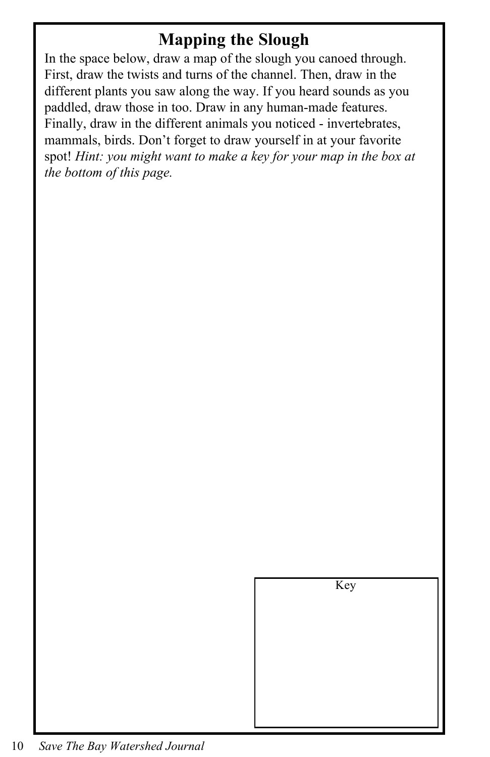# Mapping the Slough

In the space below, draw a map of the slough you canoed through. First, draw the twists and turns of the channel. Then, draw in the different plants you saw along the way. If you heard sounds as you paddled, draw those in too. Draw in any human-made features. Finally, draw in the different animals you noticed - invertebrates, mammals, birds. Don't forget to draw yourself in at your favorite spot! *Hint: you might want to make a key for your map in the box at the bottom of this page.*

Key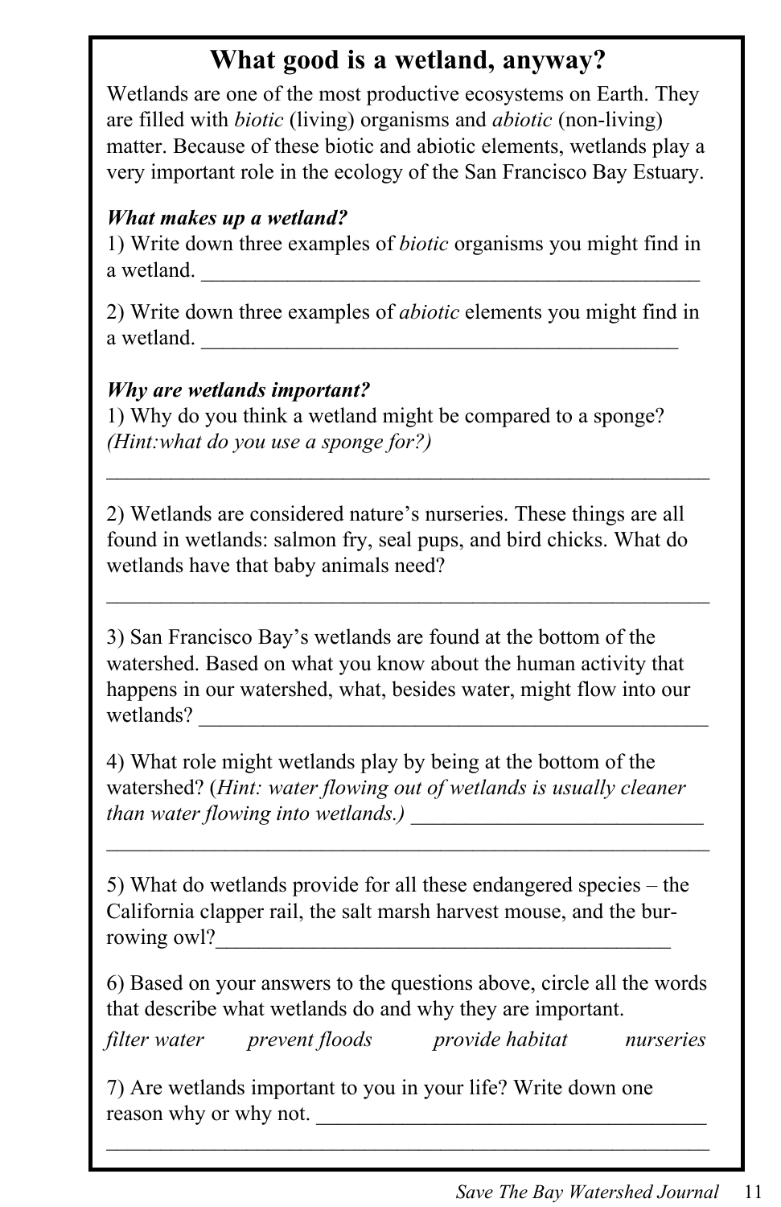# What good is a wetland, anyway?

Wetlands are one of the most productive ecosystems on Earth. They are filled with *biotic* (living) organisms and *abiotic* (non-living) matter. Because of these biotic and abiotic elements, wetlands play a very important role in the ecology of the San Francisco Bay Estuary.

***What makes up a wetland?***

1) Write down three examples of *biotic* organisms you might find in a wetland. _______________________________________________

2) Write down three examples of *abiotic* elements you might find in a wetland. _____________________________________________

***Why are wetlands important?***

1) Why do you think a wetland might be compared to a sponge? *(Hint:what do you use a sponge for?)*

__________________________________________________________

2) Wetlands are considered nature's nurseries. These things are all found in wetlands: salmon fry, seal pups, and bird chicks. What do wetlands have that baby animals need?

__________________________________________________________

3) San Francisco Bay's wetlands are found at the bottom of the watershed. Based on what you know about the human activity that happens in our watershed, what, besides water, might flow into our wetlands? _________________________________________________

4) What role might wetlands play by being at the bottom of the watershed? (*Hint: water flowing out of wetlands is usually cleaner than water flowing into wetlands.)* ___________________________

__________________________________________________________

5) What do wetlands provide for all these endangered species – the California clapper rail, the salt marsh harvest mouse, and the burrowing owl?___________________________________________

6) Based on your answers to the questions above, circle all the words that describe what wetlands do and why they are important.

*filter water*   *prevent floods*   *provide habitat*   *nurseries*

7) Are wetlands important to you in your life? Write down one reason why or why not. _____________________________________

__________________________________________________________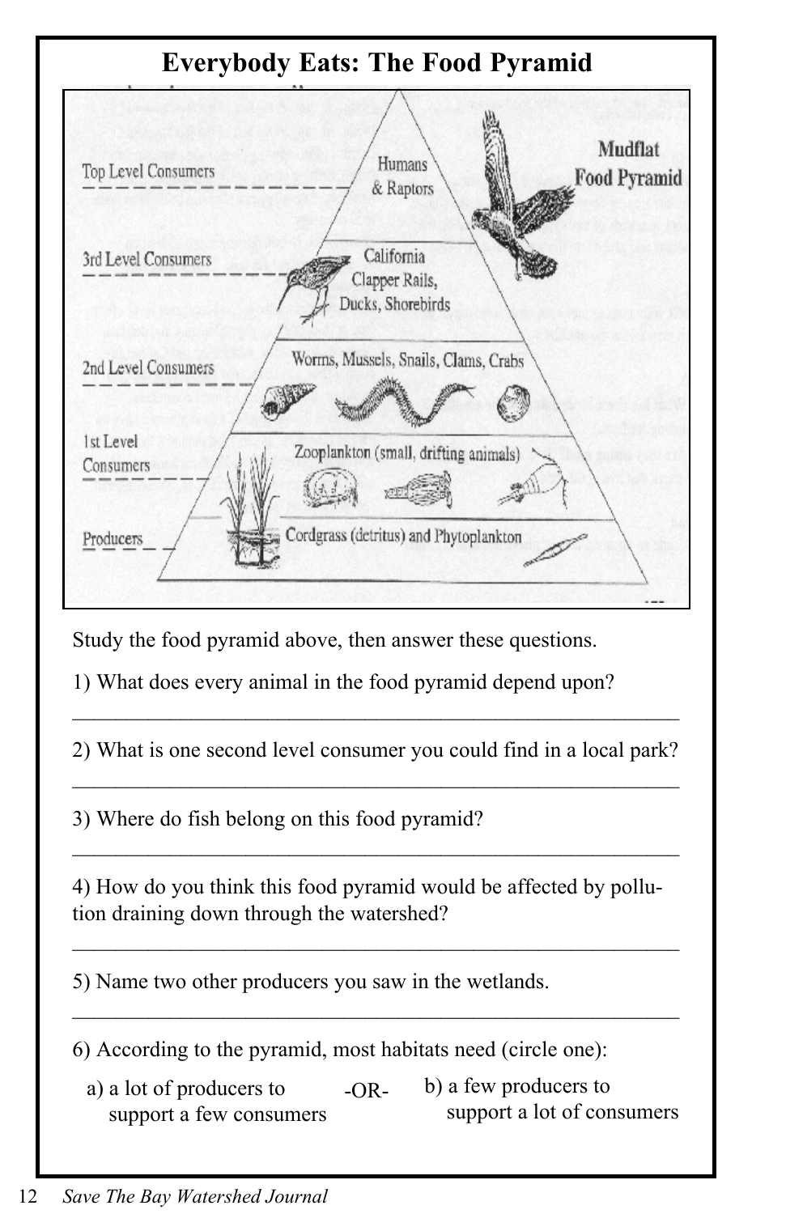# Everybody Eats: The Food Pyramid

Mudflat Food Pyramid

Top Level Consumers — Humans & Raptors

3rd Level Consumers — California Clapper Rails, Ducks, Shorebirds

2nd Level Consumers — Worms, Mussels, Snails, Clams, Crabs

1st Level Consumers — Zooplankton (small, drifting animals)

Producers — Cordgrass (detritus) and Phytoplankton

Study the food pyramid above, then answer these questions.

1) What does every animal in the food pyramid depend upon?

_______________________________________________

2) What is one second level consumer you could find in a local park?

_______________________________________________

3) Where do fish belong on this food pyramid?

_______________________________________________

4) How do you think this food pyramid would be affected by pollution draining down through the watershed?

_______________________________________________

5) Name two other producers you saw in the wetlands.

_______________________________________________

6) According to the pyramid, most habitats need (circle one):

a) a lot of producers to support a few consumers -OR- b) a few producers to support a lot of consumers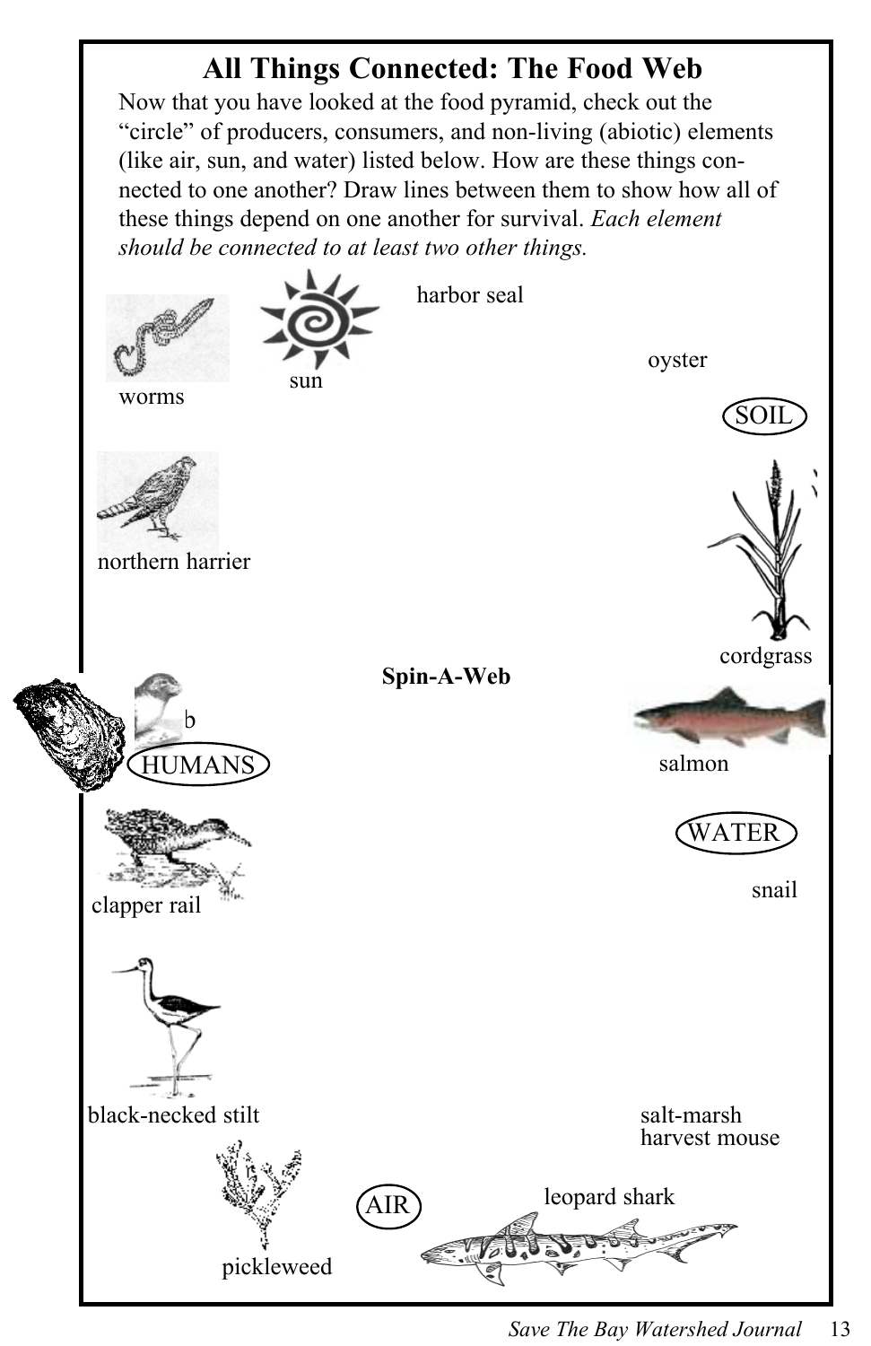# All Things Connected: The Food Web

Now that you have looked at the food pyramid, check out the "circle" of producers, consumers, and non-living (abiotic) elements (like air, sun, and water) listed below. How are these things connected to one another? Draw lines between them to show how all of these things depend on one another for survival. *Each element should be connected to at least two other things.*

worms

sun

harbor seal

oyster

SOIL

northern harrier

cordgrass

**Spin-A-Web**

b

HUMANS

salmon

WATER

clapper rail

snail

black-necked stilt

salt-marsh harvest mouse

leopard shark

AIR

pickleweed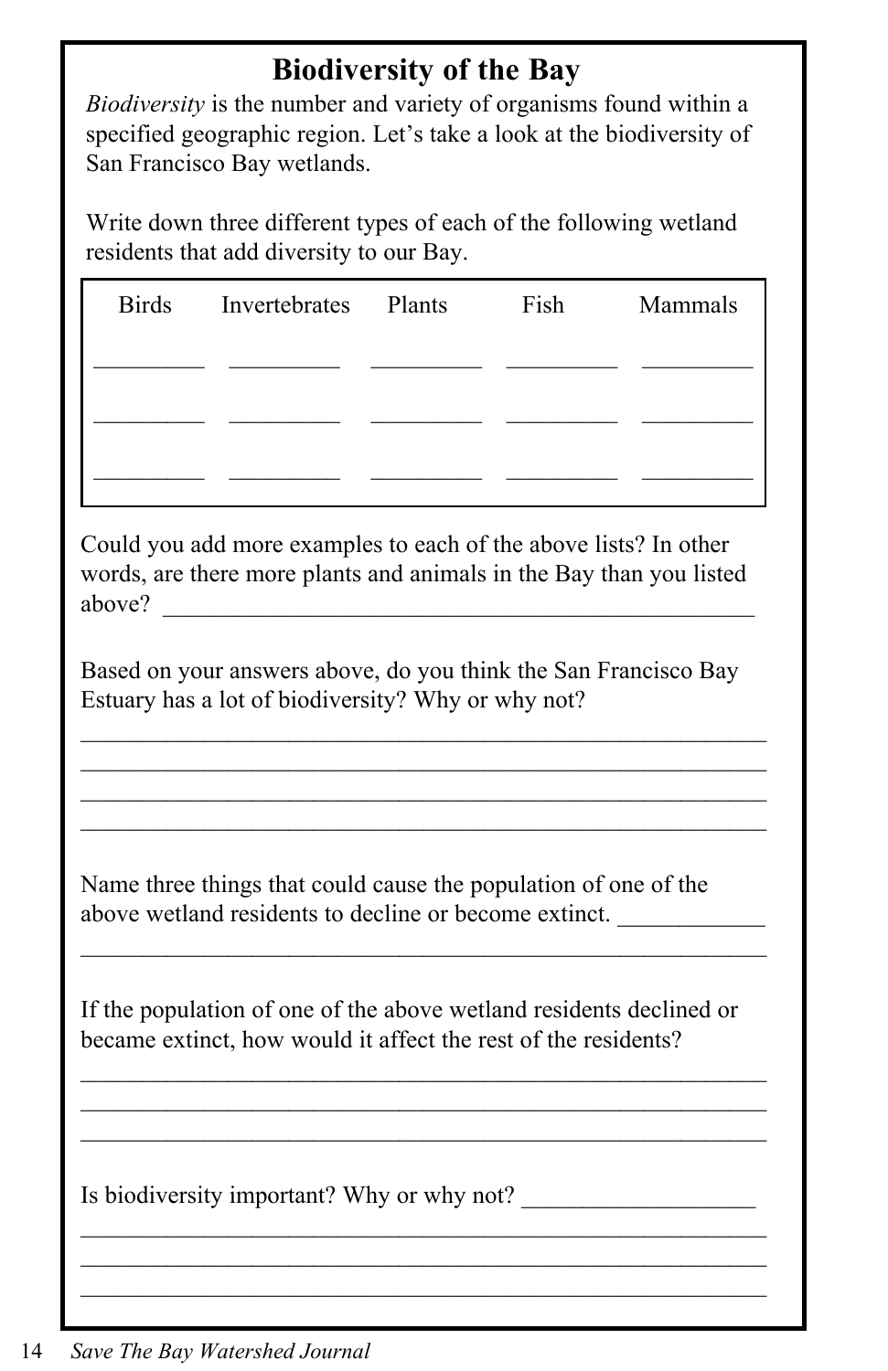## Biodiversity of the Bay

*Biodiversity* is the number and variety of organisms found within a specified geographic region. Let's take a look at the biodiversity of San Francisco Bay wetlands.

Write down three different types of each of the following wetland residents that add diversity to our Bay.

| Birds | Invertebrates | Plants | Fish | Mammals |
|---|---|---|---|---|
| _________ | _________ | _________ | _________ | _________ |
| _________ | _________ | _________ | _________ | _________ |
| _________ | _________ | _________ | _________ | _________ |

Could you add more examples to each of the above lists? In other words, are there more plants and animals in the Bay than you listed above? _______________________________________________

Based on your answers above, do you think the San Francisco Bay Estuary has a lot of biodiversity? Why or why not?

_______________________________________________________
_______________________________________________________
_______________________________________________________
_______________________________________________________

Name three things that could cause the population of one of the above wetland residents to decline or become extinct. ___________
_______________________________________________________

If the population of one of the above wetland residents declined or became extinct, how would it affect the rest of the residents?

_______________________________________________________
_______________________________________________________
_______________________________________________________

Is biodiversity important? Why or why not? __________________
_______________________________________________________
_______________________________________________________
_______________________________________________________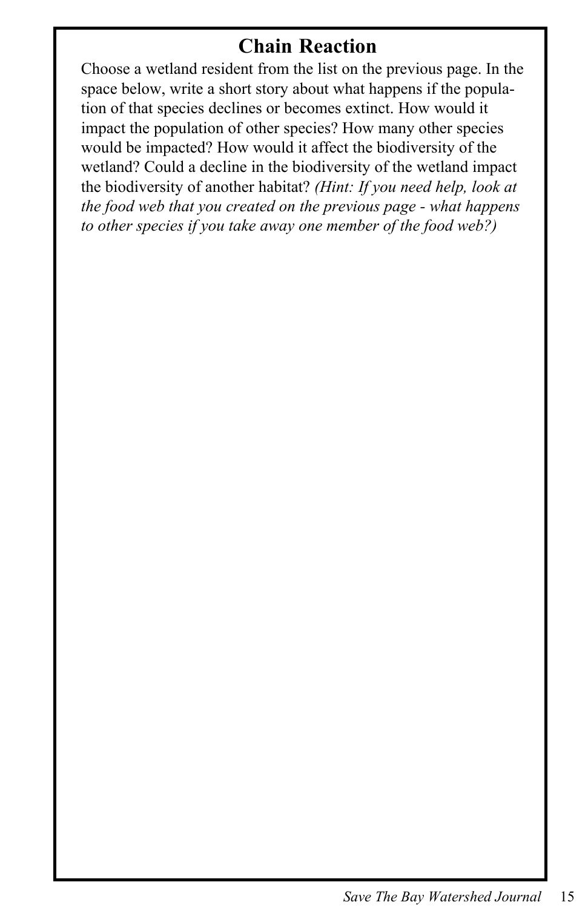# Chain Reaction

Choose a wetland resident from the list on the previous page. In the space below, write a short story about what happens if the population of that species declines or becomes extinct. How would it impact the population of other species? How many other species would be impacted? How would it affect the biodiversity of the wetland? Could a decline in the biodiversity of the wetland impact the biodiversity of another habitat? *(Hint: If you need help, look at the food web that you created on the previous page - what happens to other species if you take away one member of the food web?)*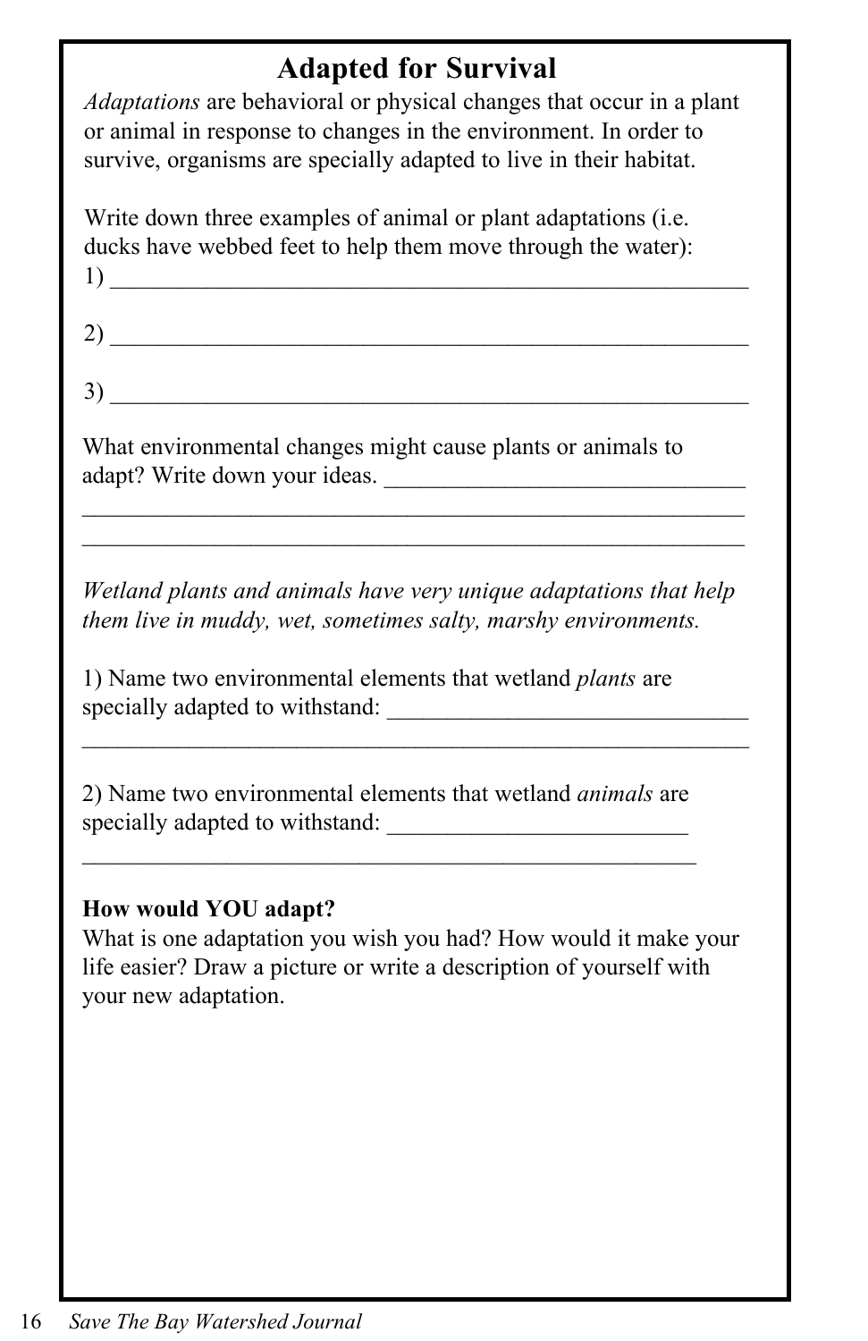# Adapted for Survival

*Adaptations* are behavioral or physical changes that occur in a plant or animal in response to changes in the environment. In order to survive, organisms are specially adapted to live in their habitat.

Write down three examples of animal or plant adaptations (i.e. ducks have webbed feet to help them move through the water):

1) ______________________________________________________

2) ______________________________________________________

3) ______________________________________________________

What environmental changes might cause plants or animals to adapt? Write down your ideas. ______________________________
________________________________________________________
________________________________________________________

*Wetland plants and animals have very unique adaptations that help them live in muddy, wet, sometimes salty, marshy environments.*

1) Name two environmental elements that wetland *plants* are specially adapted to withstand: ______________________________
________________________________________________________

2) Name two environmental elements that wetland *animals* are specially adapted to withstand: _________________________
_____________________________________________________

**How would YOU adapt?**

What is one adaptation you wish you had? How would it make your life easier? Draw a picture or write a description of yourself with your new adaptation.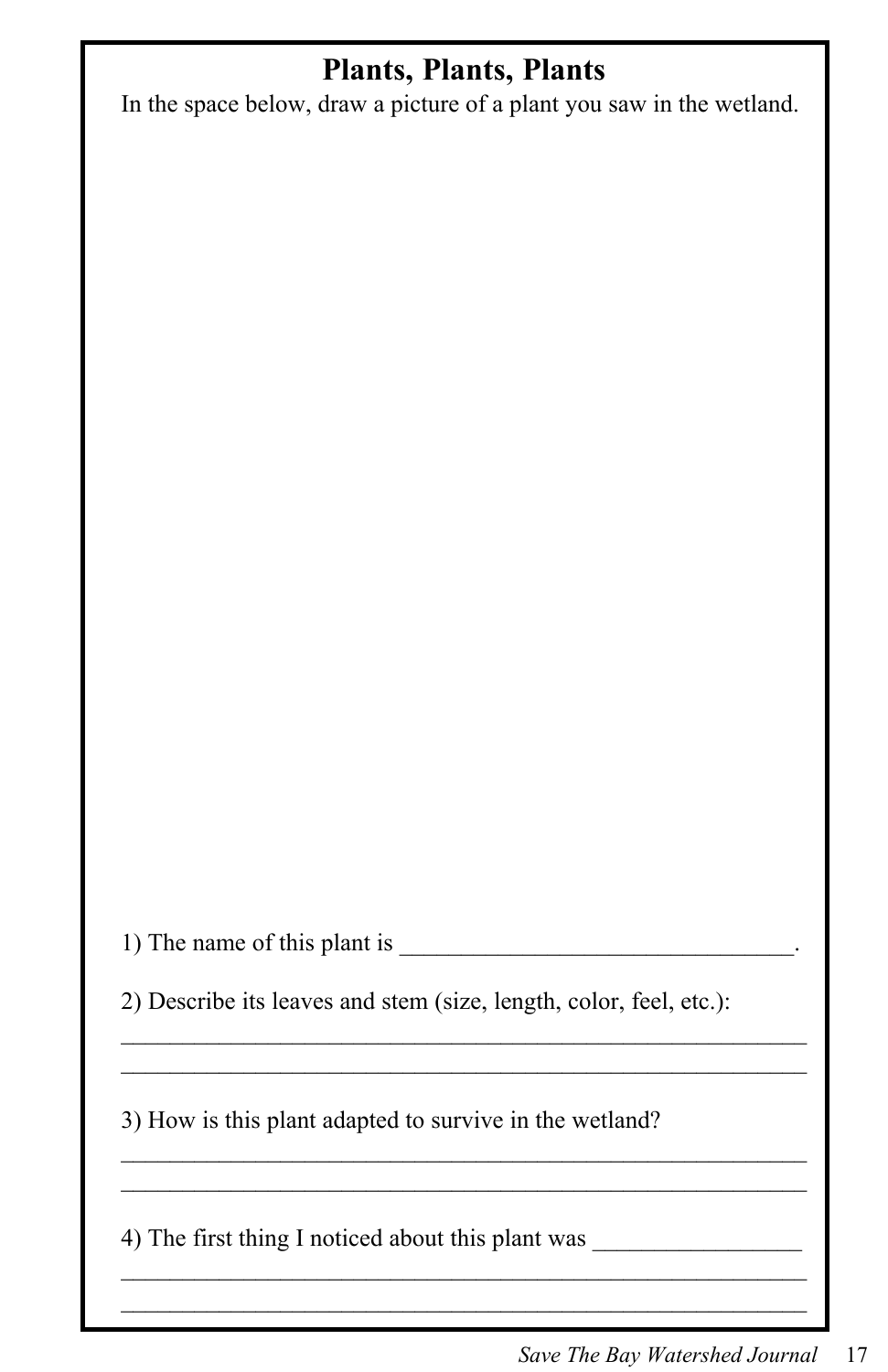# Plants, Plants, Plants

In the space below, draw a picture of a plant you saw in the wetland.

1) The name of this plant is ________________________________.

2) Describe its leaves and stem (size, length, color, feel, etc.):

________________________________________________________

________________________________________________________

3) How is this plant adapted to survive in the wetland?

________________________________________________________

________________________________________________________

4) The first thing I noticed about this plant was _________________

________________________________________________________

________________________________________________________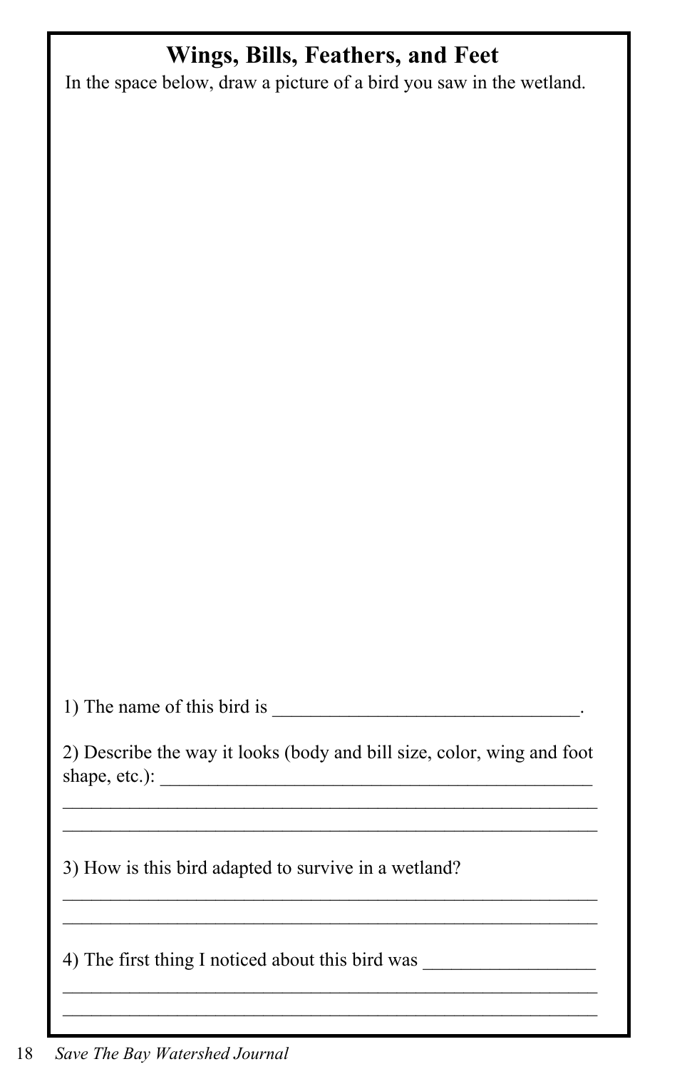## Wings, Bills, Feathers, and Feet

In the space below, draw a picture of a bird you saw in the wetland.

1) The name of this bird is ________________________________.

2) Describe the way it looks (body and bill size, color, wing and foot shape, etc.): _____________________________________________
_______________________________________________________
_______________________________________________________

3) How is this bird adapted to survive in a wetland?
_______________________________________________________
_______________________________________________________

4) The first thing I noticed about this bird was __________________
_______________________________________________________
_______________________________________________________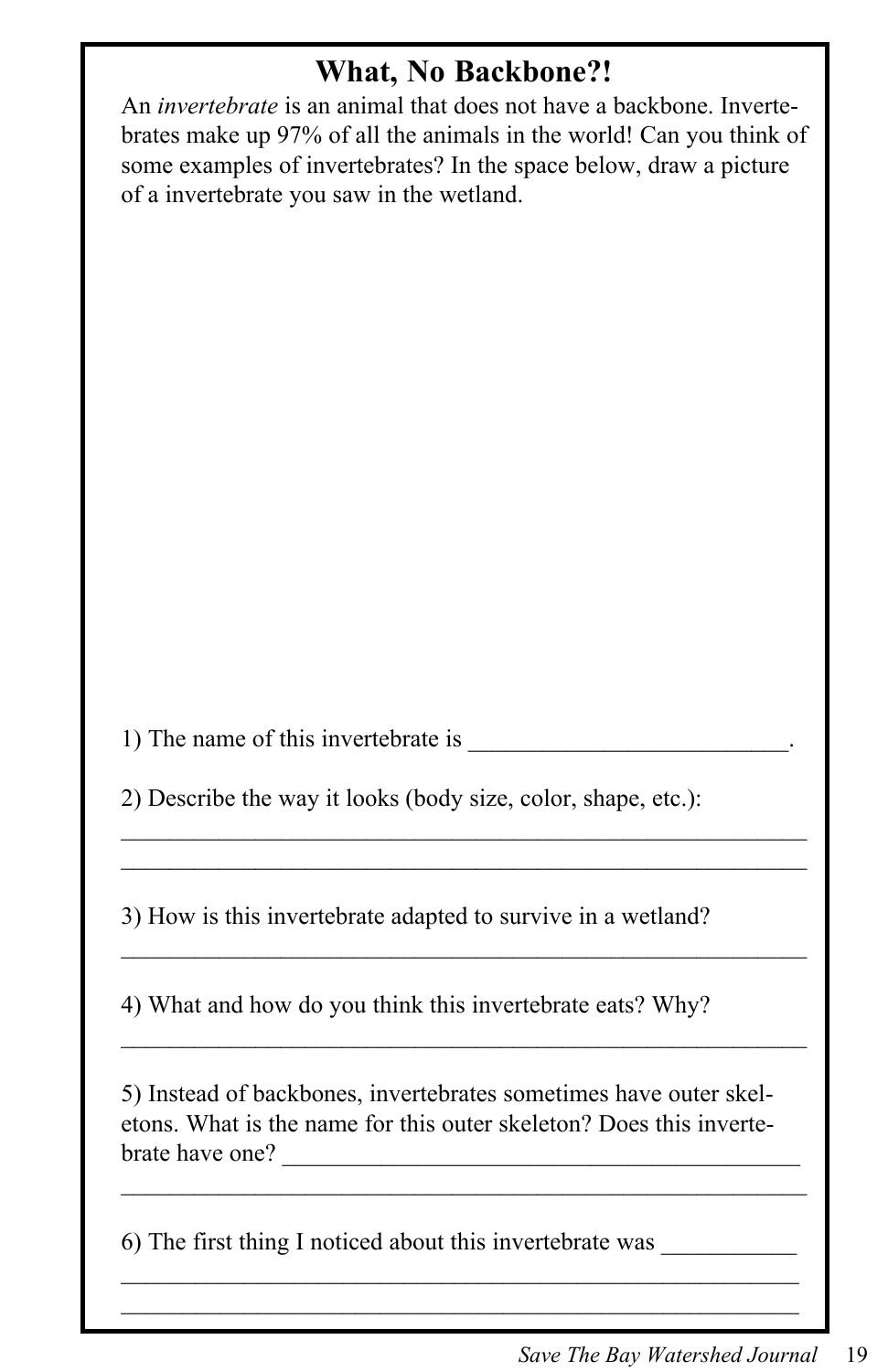# What, No Backbone?!

An *invertebrate* is an animal that does not have a backbone. Invertebrates make up 97% of all the animals in the world! Can you think of some examples of invertebrates? In the space below, draw a picture of a invertebrate you saw in the wetland.

1) The name of this invertebrate is ___________________________.

2) Describe the way it looks (body size, color, shape, etc.):

___________________________________________________________

___________________________________________________________

3) How is this invertebrate adapted to survive in a wetland?

___________________________________________________________

4) What and how do you think this invertebrate eats? Why?

___________________________________________________________

5) Instead of backbones, invertebrates sometimes have outer skeletons. What is the name for this outer skeleton? Does this invertebrate have one? ____________________________________________

___________________________________________________________

6) The first thing I noticed about this invertebrate was ___________

___________________________________________________________

___________________________________________________________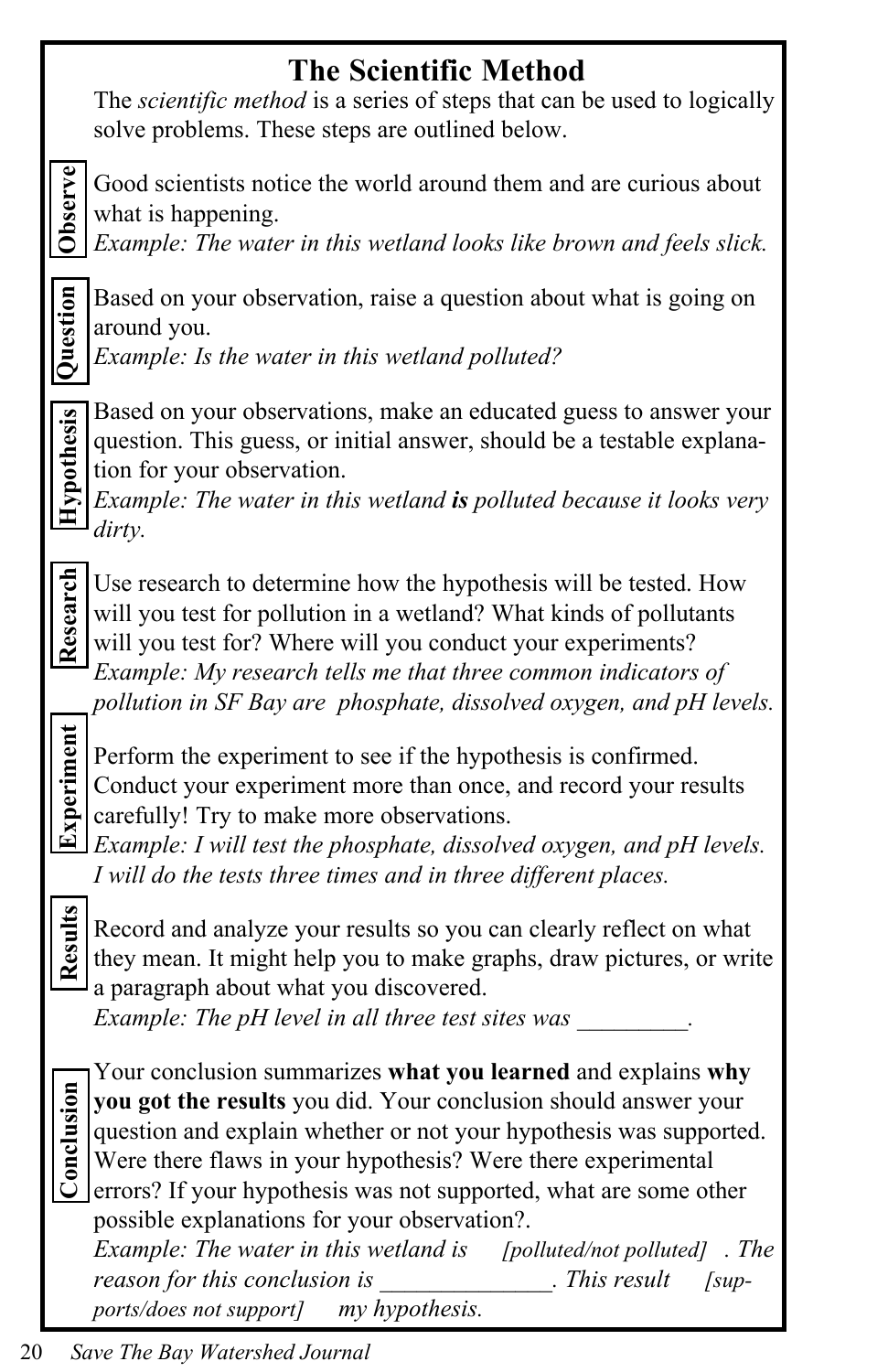# The Scientific Method

The *scientific method* is a series of steps that can be used to logically solve problems. These steps are outlined below.

**Observe**

Good scientists notice the world around them and are curious about what is happening.
*Example: The water in this wetland looks like brown and feels slick.*

**Question**

Based on your observation, raise a question about what is going on around you.
*Example: Is the water in this wetland polluted?*

**Hypothesis**

Based on your observations, make an educated guess to answer your question. This guess, or initial answer, should be a testable explanation for your observation.
*Example: The water in this wetland* ***is*** *polluted because it looks very dirty.*

**Research**

Use research to determine how the hypothesis will be tested. How will you test for pollution in a wetland? What kinds of pollutants will you test for? Where will you conduct your experiments?
*Example: My research tells me that three common indicators of pollution in SF Bay are phosphate, dissolved oxygen, and pH levels.*

**Experiment**

Perform the experiment to see if the hypothesis is confirmed. Conduct your experiment more than once, and record your results carefully! Try to make more observations.
*Example: I will test the phosphate, dissolved oxygen, and pH levels. I will do the tests three times and in three different places.*

**Results**

Record and analyze your results so you can clearly reflect on what they mean. It might help you to make graphs, draw pictures, or write a paragraph about what you discovered.
*Example: The pH level in all three test sites was _________.*

**Conclusion**

Your conclusion summarizes **what you learned** and explains **why you got the results** you did. Your conclusion should answer your question and explain whether or not your hypothesis was supported. Were there flaws in your hypothesis? Were there experimental errors? If your hypothesis was not supported, what are some other possible explanations for your observation?.
*Example: The water in this wetland is [polluted/not polluted]. The reason for this conclusion is ______________. This result [supports/does not support] my hypothesis.*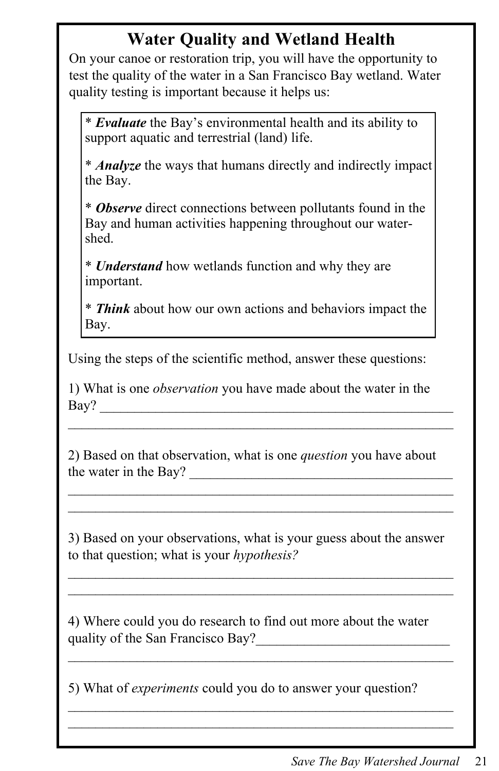# Water Quality and Wetland Health

On your canoe or restoration trip, you will have the opportunity to test the quality of the water in a San Francisco Bay wetland. Water quality testing is important because it helps us:

* ***Evaluate*** the Bay's environmental health and its ability to support aquatic and terrestrial (land) life.

* ***Analyze*** the ways that humans directly and indirectly impact the Bay.

* ***Observe*** direct connections between pollutants found in the Bay and human activities happening throughout our watershed.

* ***Understand*** how wetlands function and why they are important.

* ***Think*** about how our own actions and behaviors impact the Bay.

Using the steps of the scientific method, answer these questions:

1) What is one *observation* you have made about the water in the Bay? ______________________________________________________

______________________________________________________

2) Based on that observation, what is one *question* you have about the water in the Bay? ______________________________________

______________________________________________________

______________________________________________________

3) Based on your observations, what is your guess about the answer to that question; what is your *hypothesis?*

______________________________________________________

______________________________________________________

4) Where could you do research to find out more about the water quality of the San Francisco Bay?____________________________

______________________________________________________

5) What of *experiments* could you do to answer your question?

______________________________________________________

______________________________________________________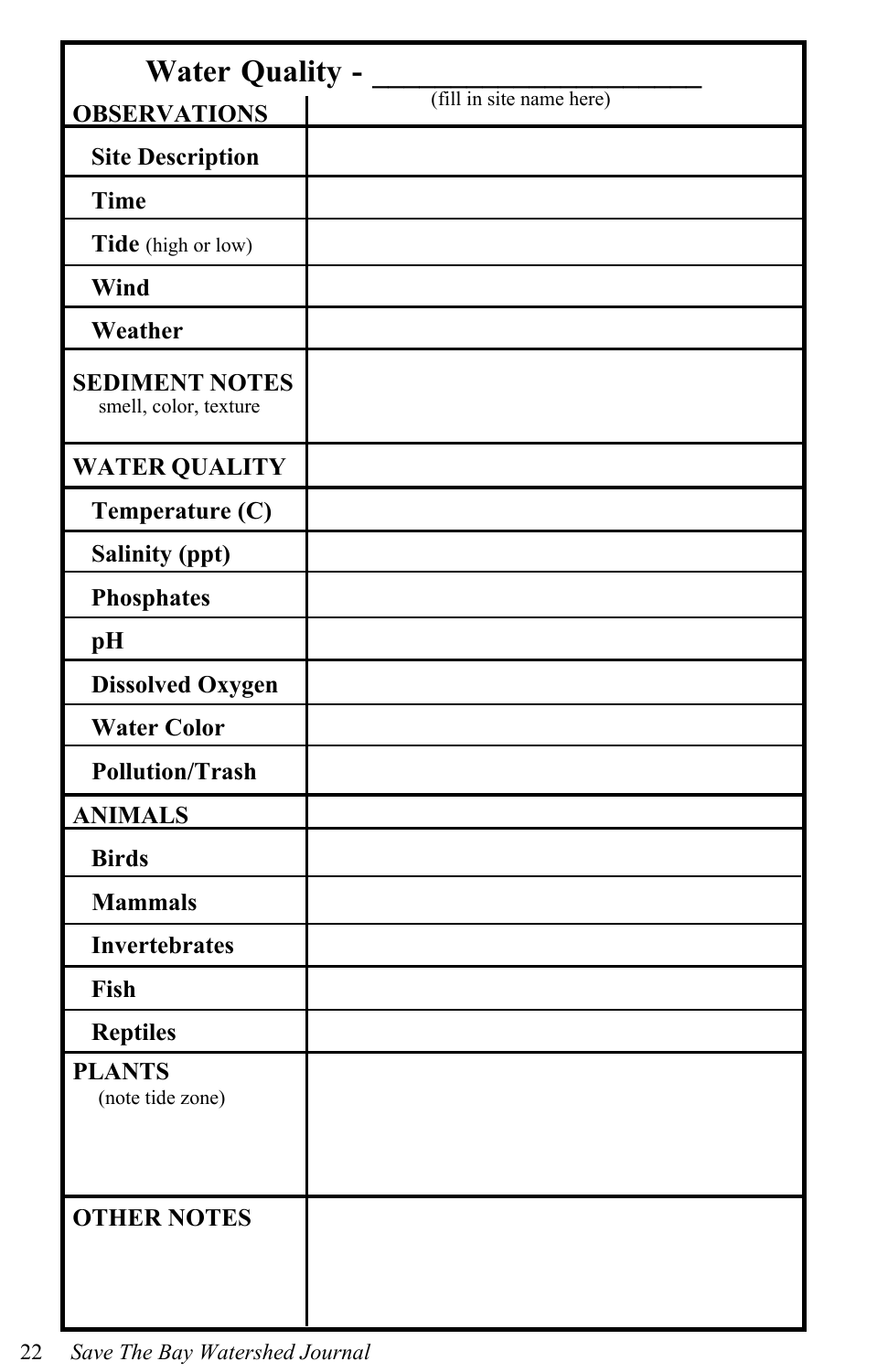# Water Quality - ____________________

(fill in site name here)

| OBSERVATIONS | |
|---|---|
| Site Description | |
| Time | |
| Tide (high or low) | |
| Wind | |
| Weather | |
| **SEDIMENT NOTES** smell, color, texture | |
| **WATER QUALITY** | |
| Temperature (C) | |
| Salinity (ppt) | |
| Phosphates | |
| pH | |
| Dissolved Oxygen | |
| Water Color | |
| Pollution/Trash | |
| **ANIMALS** | |
| Birds | |
| Mammals | |
| Invertebrates | |
| Fish | |
| Reptiles | |
| **PLANTS** (note tide zone) | |
| **OTHER NOTES** | |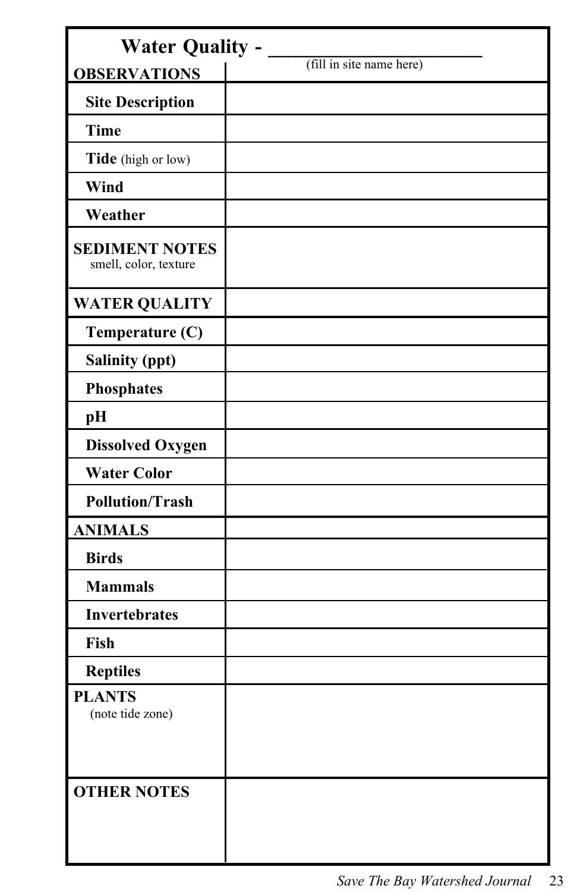# Water Quality - ____________________

(fill in site name here)

| OBSERVATIONS | |
|---|---|
| Site Description | |
| Time | |
| Tide (high or low) | |
| Wind | |
| Weather | |
| **SEDIMENT NOTES** smell, color, texture | |
| **WATER QUALITY** | |
| Temperature (C) | |
| Salinity (ppt) | |
| Phosphates | |
| pH | |
| Dissolved Oxygen | |
| Water Color | |
| Pollution/Trash | |
| **ANIMALS** | |
| Birds | |
| Mammals | |
| Invertebrates | |
| Fish | |
| Reptiles | |
| **PLANTS** (note tide zone) | |
| **OTHER NOTES** | |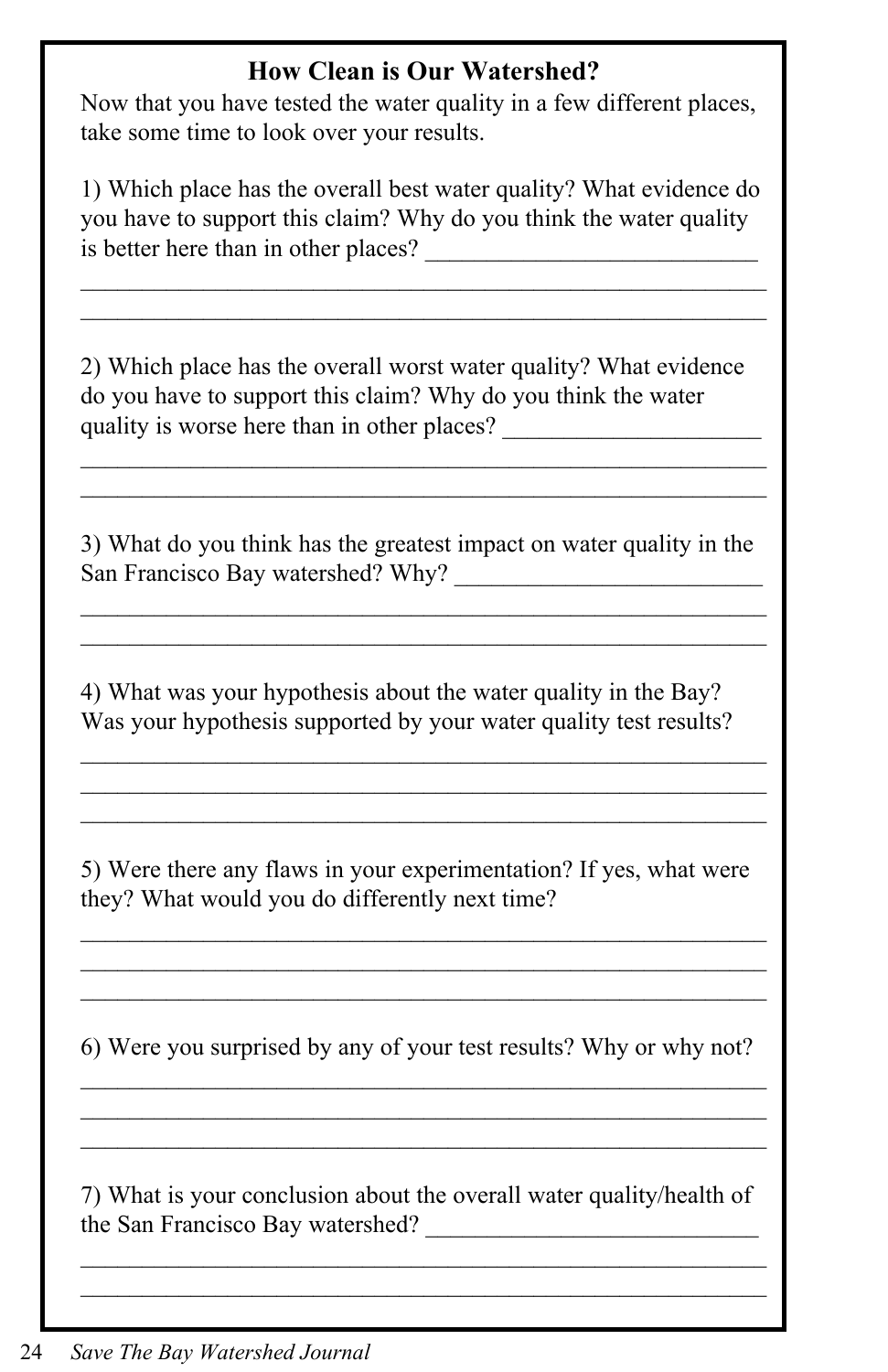## How Clean is Our Watershed?

Now that you have tested the water quality in a few different places, take some time to look over your results.

1) Which place has the overall best water quality? What evidence do you have to support this claim? Why do you think the water quality is better here than in other places? ___________________________

_________________________________________________________

_________________________________________________________

2) Which place has the overall worst water quality? What evidence do you have to support this claim? Why do you think the water quality is worse here than in other places? _____________________

_________________________________________________________

_________________________________________________________

3) What do you think has the greatest impact on water quality in the San Francisco Bay watershed? Why? _________________________

_________________________________________________________

_________________________________________________________

4) What was your hypothesis about the water quality in the Bay? Was your hypothesis supported by your water quality test results?

_________________________________________________________

_________________________________________________________

_________________________________________________________

5) Were there any flaws in your experimentation? If yes, what were they? What would you do differently next time?

_________________________________________________________

_________________________________________________________

_________________________________________________________

6) Were you surprised by any of your test results? Why or why not?

_________________________________________________________

_________________________________________________________

_________________________________________________________

7) What is your conclusion about the overall water quality/health of the San Francisco Bay watershed? ___________________________

_________________________________________________________

_________________________________________________________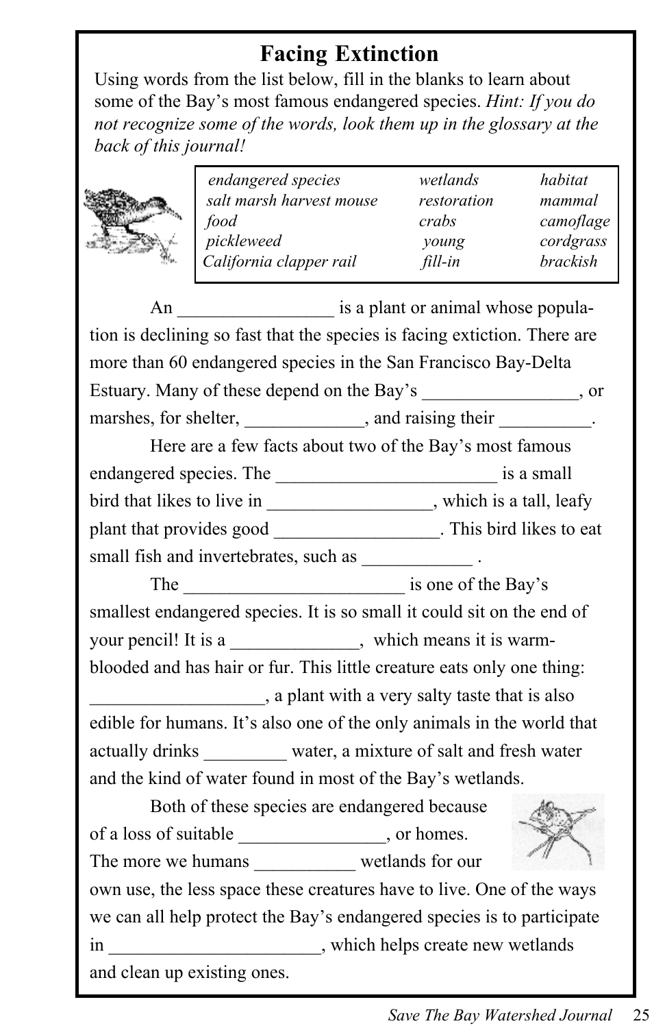# Facing Extinction

Using words from the list below, fill in the blanks to learn about some of the Bay's most famous endangered species. *Hint: If you do not recognize some of the words, look them up in the glossary at the back of this journal!*

| | | |
|---|---|---|
| *endangered species* | *wetlands* | *habitat* |
| *salt marsh harvest mouse* | *restoration* | *mammal* |
| *food* | *crabs* | *camoflage* |
| *pickleweed* | *young* | *cordgrass* |
| *California clapper rail* | *fill-in* | *brackish* |

An _________________ is a plant or animal whose population is declining so fast that the species is facing extiction. There are more than 60 endangered species in the San Francisco Bay-Delta Estuary. Many of these depend on the Bay's _________________, or marshes, for shelter, _____________, and raising their __________.

Here are a few facts about two of the Bay's most famous endangered species. The ________________________ is a small bird that likes to live in __________________, which is a tall, leafy plant that provides good __________________. This bird likes to eat small fish and invertebrates, such as ____________ .

The ________________________ is one of the Bay's smallest endangered species. It is so small it could sit on the end of your pencil! It is a ______________, which means it is warm-blooded and has hair or fur. This little creature eats only one thing: ___________________, a plant with a very salty taste that is also edible for humans. It's also one of the only animals in the world that actually drinks _________ water, a mixture of salt and fresh water and the kind of water found in most of the Bay's wetlands.

Both of these species are endangered because of a loss of suitable ________________, or homes. The more we humans ___________ wetlands for our own use, the less space these creatures have to live. One of the ways we can all help protect the Bay's endangered species is to participate in _______________________, which helps create new wetlands and clean up existing ones.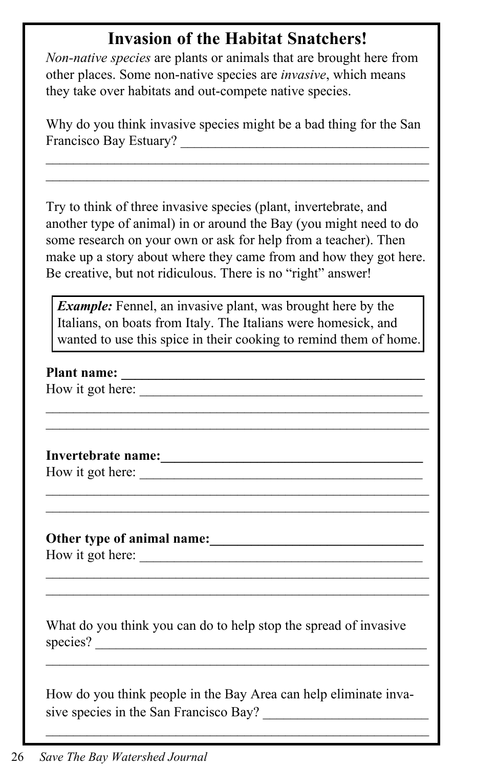# Invasion of the Habitat Snatchers!

*Non-native species* are plants or animals that are brought here from other places. Some non-native species are *invasive*, which means they take over habitats and out-compete native species.

Why do you think invasive species might be a bad thing for the San Francisco Bay Estuary? ___________________________________

_______________________________________________________

_______________________________________________________

Try to think of three invasive species (plant, invertebrate, and another type of animal) in or around the Bay (you might need to do some research on your own or ask for help from a teacher). Then make up a story about where they came from and how they got here. Be creative, but not ridiculous. There is no "right" answer!

> ***Example:*** Fennel, an invasive plant, was brought here by the Italians, on boats from Italy. The Italians were homesick, and wanted to use this spice in their cooking to remind them of home.

**Plant name: ______________________________________________**

How it got here: _________________________________________

_______________________________________________________

_______________________________________________________

**Invertebrate name:________________________________________**

How it got here: _________________________________________

_______________________________________________________

_______________________________________________________

**Other type of animal name:_______________________________**

How it got here: _________________________________________

_______________________________________________________

_______________________________________________________

What do you think you can do to help stop the spread of invasive species? _________________________________________________

_______________________________________________________

How do you think people in the Bay Area can help eliminate invasive species in the San Francisco Bay? ________________________

_______________________________________________________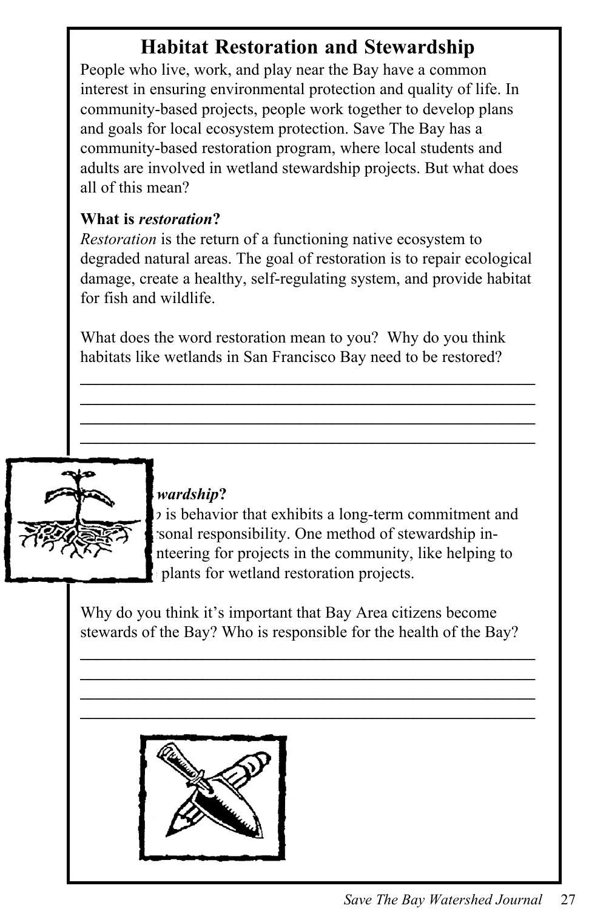# Habitat Restoration and Stewardship

People who live, work, and play near the Bay have a common interest in ensuring environmental protection and quality of life. In community-based projects, people work together to develop plans and goals for local ecosystem protection. Save The Bay has a community-based restoration program, where local students and adults are involved in wetland stewardship projects. But what does all of this mean?

**What is *restoration*?**

*Restoration* is the return of a functioning native ecosystem to degraded natural areas. The goal of restoration is to repair ecological damage, create a healthy, self-regulating system, and provide habitat for fish and wildlife.

What does the word restoration mean to you? Why do you think habitats like wetlands in San Francisco Bay need to be restored?

______________________________________________________

______________________________________________________

______________________________________________________

______________________________________________________

**What is *stewardship*?**

*Stewardship* is behavior that exhibits a long-term commitment and personal responsibility. One method of stewardship involves volunteering for projects in the community, like helping to ... plants for wetland restoration projects.

Why do you think it's important that Bay Area citizens become stewards of the Bay? Who is responsible for the health of the Bay?

______________________________________________________

______________________________________________________

______________________________________________________

______________________________________________________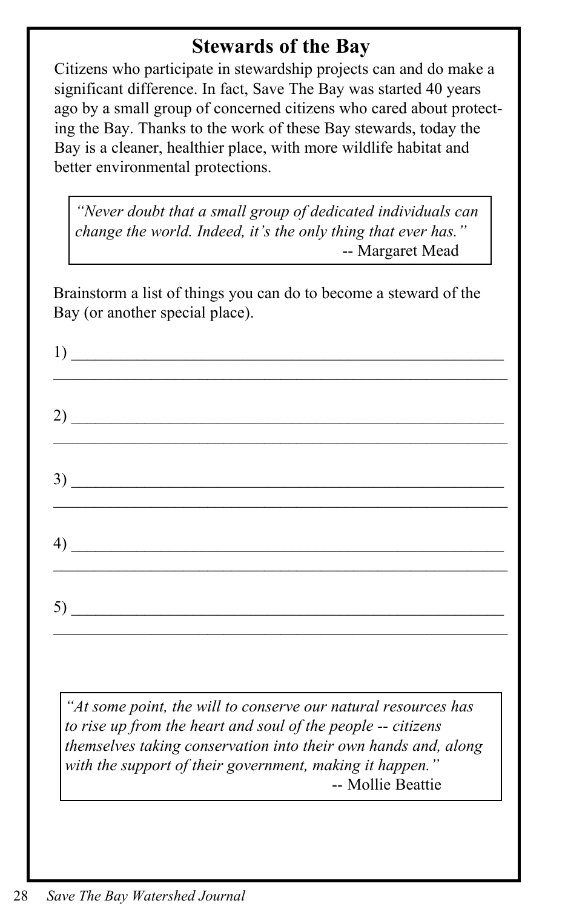## Stewards of the Bay

Citizens who participate in stewardship projects can and do make a significant difference. In fact, Save The Bay was started 40 years ago by a small group of concerned citizens who cared about protecting the Bay. Thanks to the work of these Bay stewards, today the Bay is a cleaner, healthier place, with more wildlife habitat and better environmental protections.

> *"Never doubt that a small group of dedicated individuals can change the world. Indeed, it's the only thing that ever has."*
>
> -- Margaret Mead

Brainstorm a list of things you can do to become a steward of the Bay (or another special place).

1) ________________________________________________________
________________________________________________________

2) ________________________________________________________
________________________________________________________

3) ________________________________________________________
________________________________________________________

4) ________________________________________________________
________________________________________________________

5) ________________________________________________________
________________________________________________________

> *"At some point, the will to conserve our natural resources has to rise up from the heart and soul of the people -- citizens themselves taking conservation into their own hands and, along with the support of their government, making it happen."*
>
> -- Mollie Beattie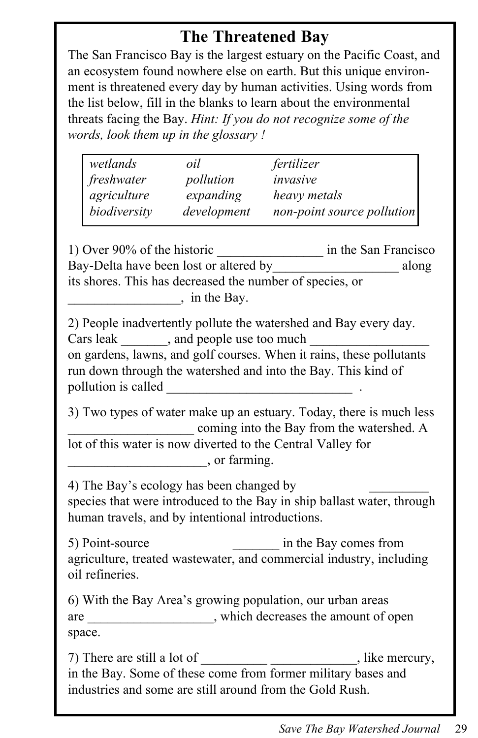# The Threatened Bay

The San Francisco Bay is the largest estuary on the Pacific Coast, and an ecosystem found nowhere else on earth. But this unique environment is threatened every day by human activities. Using words from the list below, fill in the blanks to learn about the environmental threats facing the Bay. *Hint: If you do not recognize some of the words, look them up in the glossary !*

| | | |
|---|---|---|
| *wetlands* | *oil* | *fertilizer* |
| *freshwater* | *pollution* | *invasive* |
| *agriculture* | *expanding* | *heavy metals* |
| *biodiversity* | *development* | *non-point source pollution* |

1) Over 90% of the historic ________________ in the San Francisco Bay-Delta have been lost or altered by___________________ along its shores. This has decreased the number of species, or _________________, in the Bay.

2) People inadvertently pollute the watershed and Bay every day. Cars leak _______, and people use too much __________________ on gardens, lawns, and golf courses. When it rains, these pollutants run down through the watershed and into the Bay. This kind of pollution is called _____________________________ .

3) Two types of water make up an estuary. Today, there is much less ___________________ coming into the Bay from the watershed. A lot of this water is now diverted to the Central Valley for _____________________, or farming.

4) The Bay's ecology has been changed by _________ species that were introduced to the Bay in ship ballast water, through human travels, and by intentional introductions.

5) Point-source _______ in the Bay comes from agriculture, treated wastewater, and commercial industry, including oil refineries.

6) With the Bay Area's growing population, our urban areas are ___________________, which decreases the amount of open space.

7) There are still a lot of __________ _____________, like mercury, in the Bay. Some of these come from former military bases and industries and some are still around from the Gold Rush.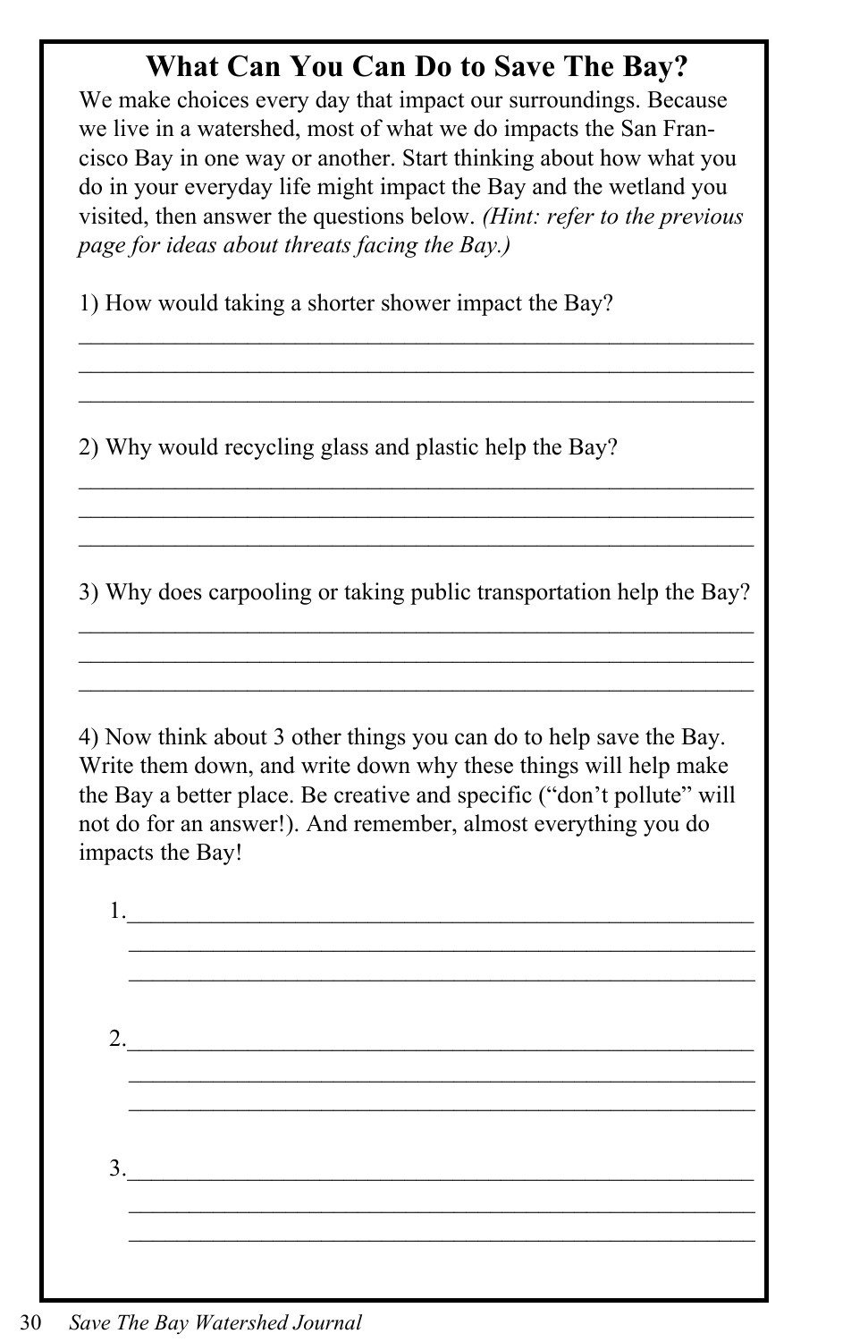# What Can You Can Do to Save The Bay?

We make choices every day that impact our surroundings. Because we live in a watershed, most of what we do impacts the San Francisco Bay in one way or another. Start thinking about how what you do in your everyday life might impact the Bay and the wetland you visited, then answer the questions below. *(Hint: refer to the previous page for ideas about threats facing the Bay.)*

1) How would taking a shorter shower impact the Bay?

___________________________________________________________

___________________________________________________________

___________________________________________________________

2) Why would recycling glass and plastic help the Bay?

___________________________________________________________

___________________________________________________________

___________________________________________________________

3) Why does carpooling or taking public transportation help the Bay?

___________________________________________________________

___________________________________________________________

___________________________________________________________

4) Now think about 3 other things you can do to help save the Bay. Write them down, and write down why these things will help make the Bay a better place. Be creative and specific ("don't pollute" will not do for an answer!). And remember, almost everything you do impacts the Bay!

1. ________________________________________________________

   ________________________________________________________

   ________________________________________________________

2. ________________________________________________________

   ________________________________________________________

   ________________________________________________________

3. ________________________________________________________

   ________________________________________________________

   ________________________________________________________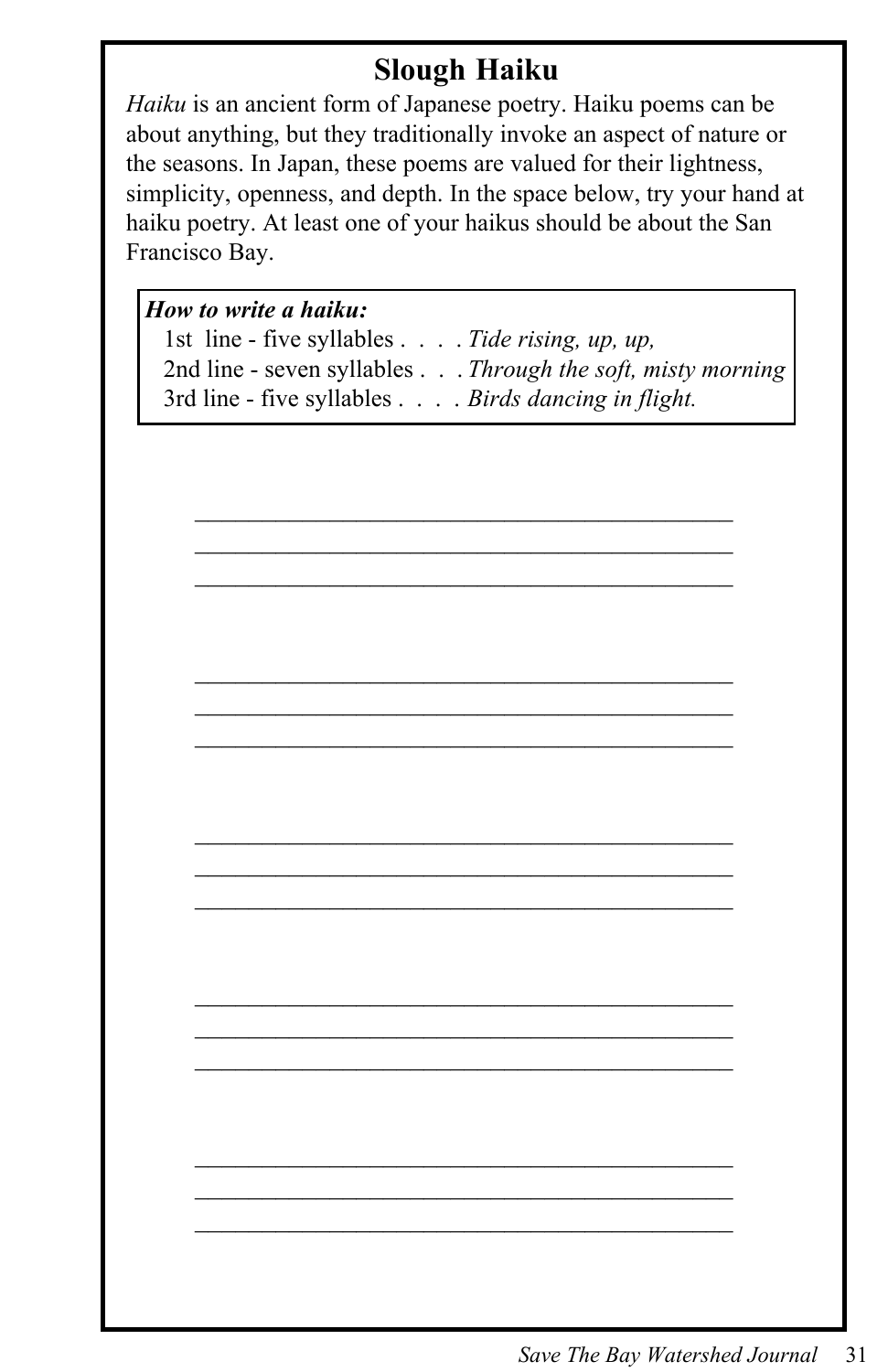# Slough Haiku

*Haiku* is an ancient form of Japanese poetry. Haiku poems can be about anything, but they traditionally invoke an aspect of nature or the seasons. In Japan, these poems are valued for their lightness, simplicity, openness, and depth. In the space below, try your hand at haiku poetry. At least one of your haikus should be about the San Francisco Bay.

> ***How to write a haiku:***
> 1st line - five syllables . . . . *Tide rising, up, up,*
> 2nd line - seven syllables . . . *Through the soft, misty morning*
> 3rd line - five syllables . . . . *Birds dancing in flight.*

_____________________________________________
_____________________________________________
_____________________________________________

_____________________________________________
_____________________________________________
_____________________________________________

_____________________________________________
_____________________________________________
_____________________________________________

_____________________________________________
_____________________________________________
_____________________________________________

_____________________________________________
_____________________________________________
_____________________________________________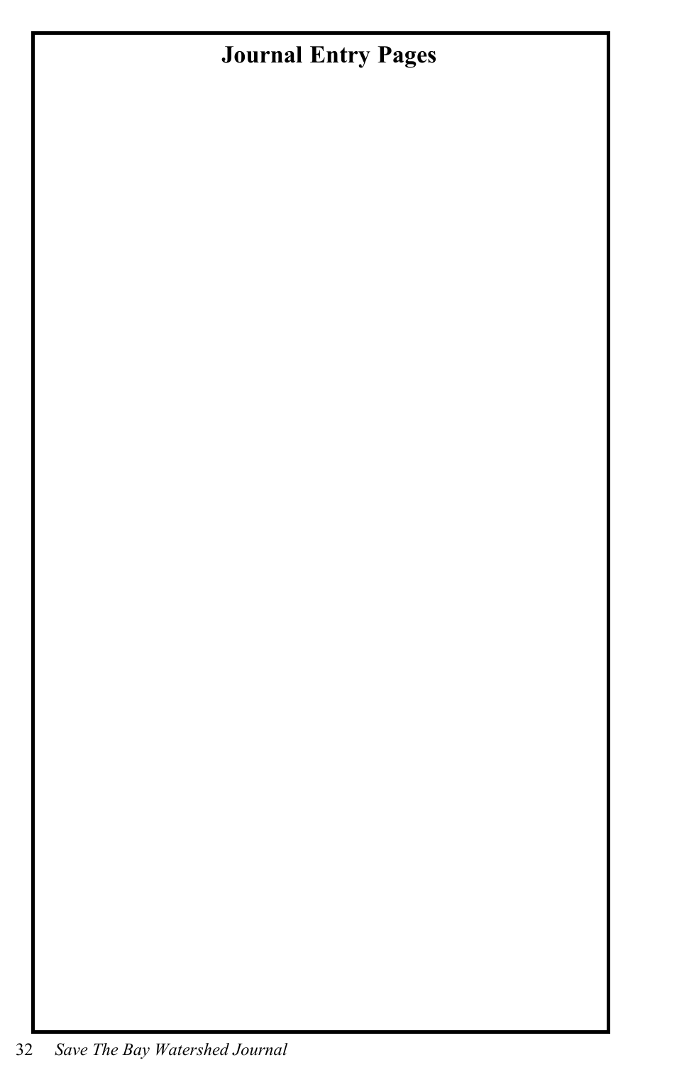# Journal Entry Pages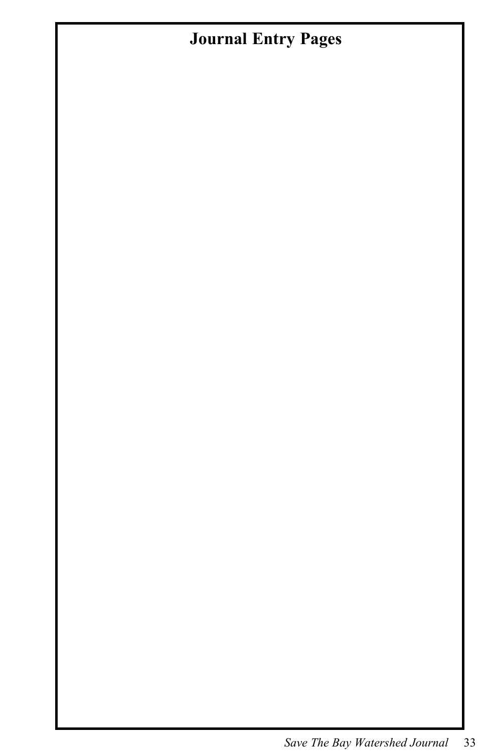# Journal Entry Pages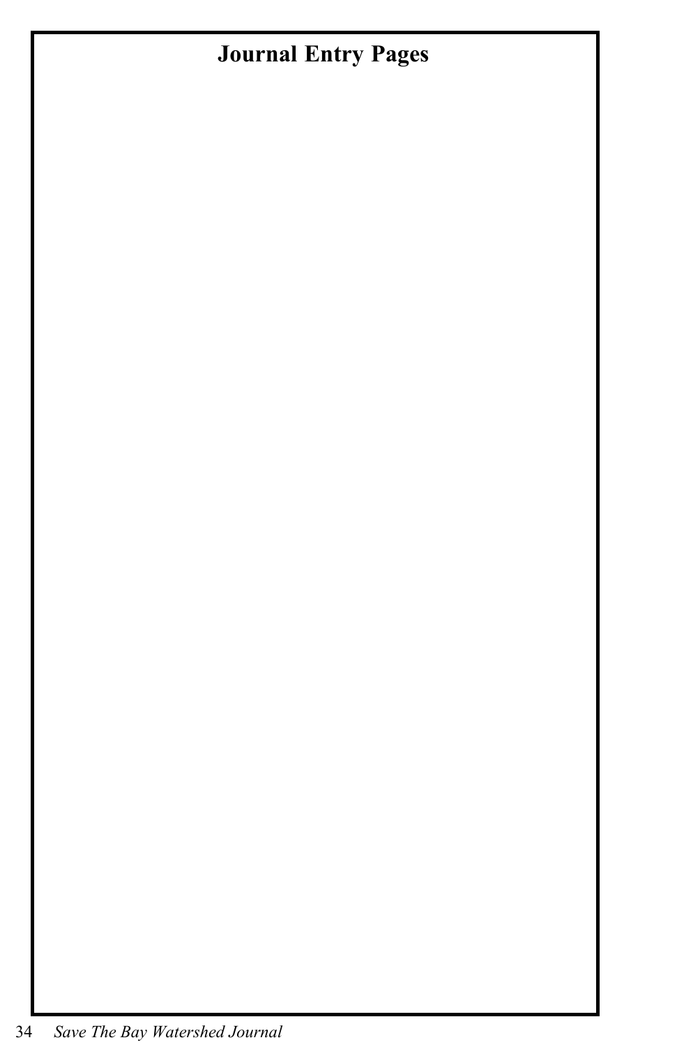# Journal Entry Pages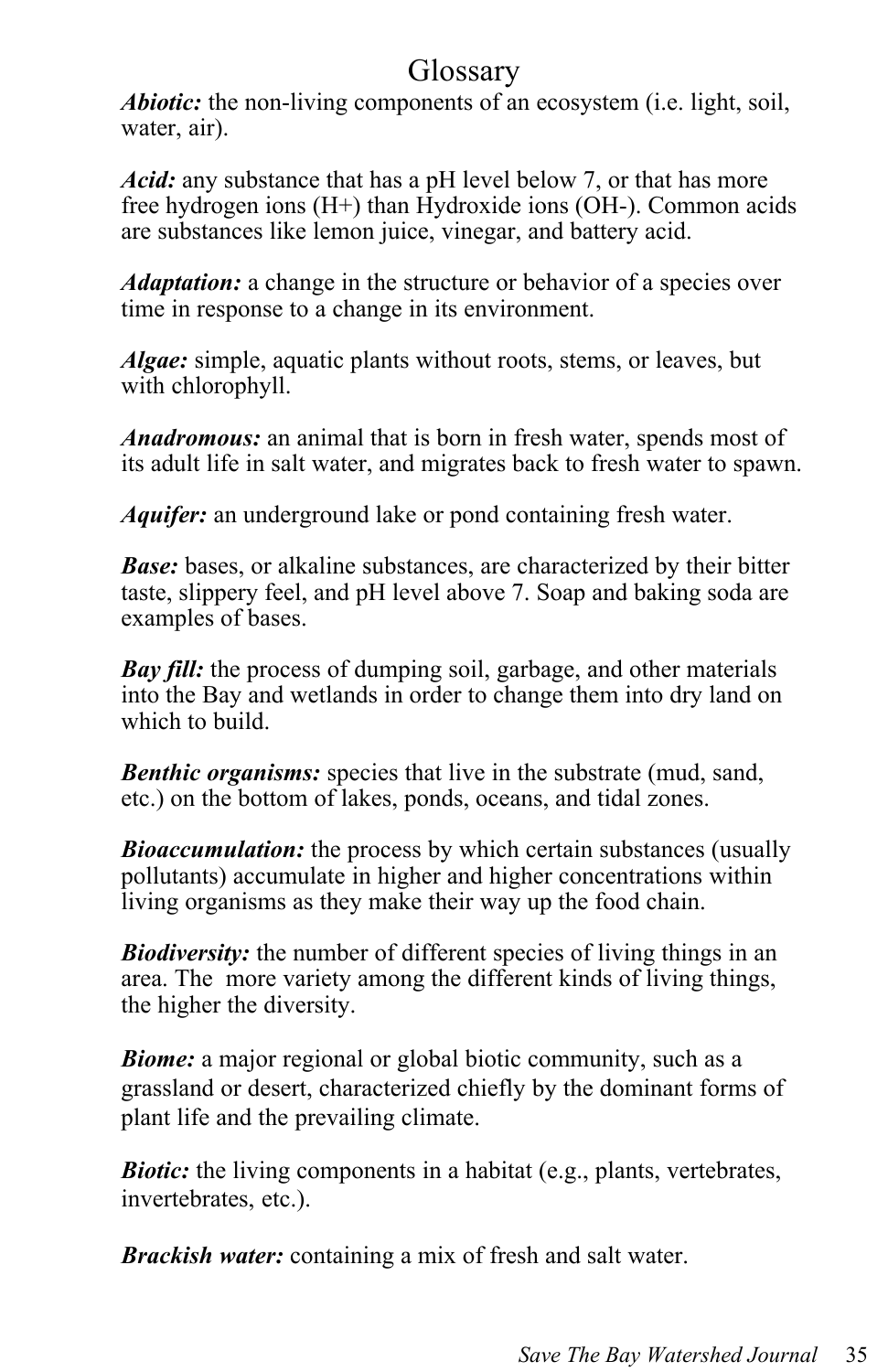# Glossary

***Abiotic:*** the non-living components of an ecosystem (i.e. light, soil, water, air).

***Acid:*** any substance that has a pH level below 7, or that has more free hydrogen ions ($H^+$) than Hydroxide ions ($OH^-$). Common acids are substances like lemon juice, vinegar, and battery acid.

***Adaptation:*** a change in the structure or behavior of a species over time in response to a change in its environment.

***Algae:*** simple, aquatic plants without roots, stems, or leaves, but with chlorophyll.

***Anadromous:*** an animal that is born in fresh water, spends most of its adult life in salt water, and migrates back to fresh water to spawn.

***Aquifer:*** an underground lake or pond containing fresh water.

***Base:*** bases, or alkaline substances, are characterized by their bitter taste, slippery feel, and pH level above 7. Soap and baking soda are examples of bases.

***Bay fill:*** the process of dumping soil, garbage, and other materials into the Bay and wetlands in order to change them into dry land on which to build.

***Benthic organisms:*** species that live in the substrate (mud, sand, etc.) on the bottom of lakes, ponds, oceans, and tidal zones.

***Bioaccumulation:*** the process by which certain substances (usually pollutants) accumulate in higher and higher concentrations within living organisms as they make their way up the food chain.

***Biodiversity:*** the number of different species of living things in an area. The more variety among the different kinds of living things, the higher the diversity.

***Biome:*** a major regional or global biotic community, such as a grassland or desert, characterized chiefly by the dominant forms of plant life and the prevailing climate.

***Biotic:*** the living components in a habitat (e.g., plants, vertebrates, invertebrates, etc.).

***Brackish water:*** containing a mix of fresh and salt water.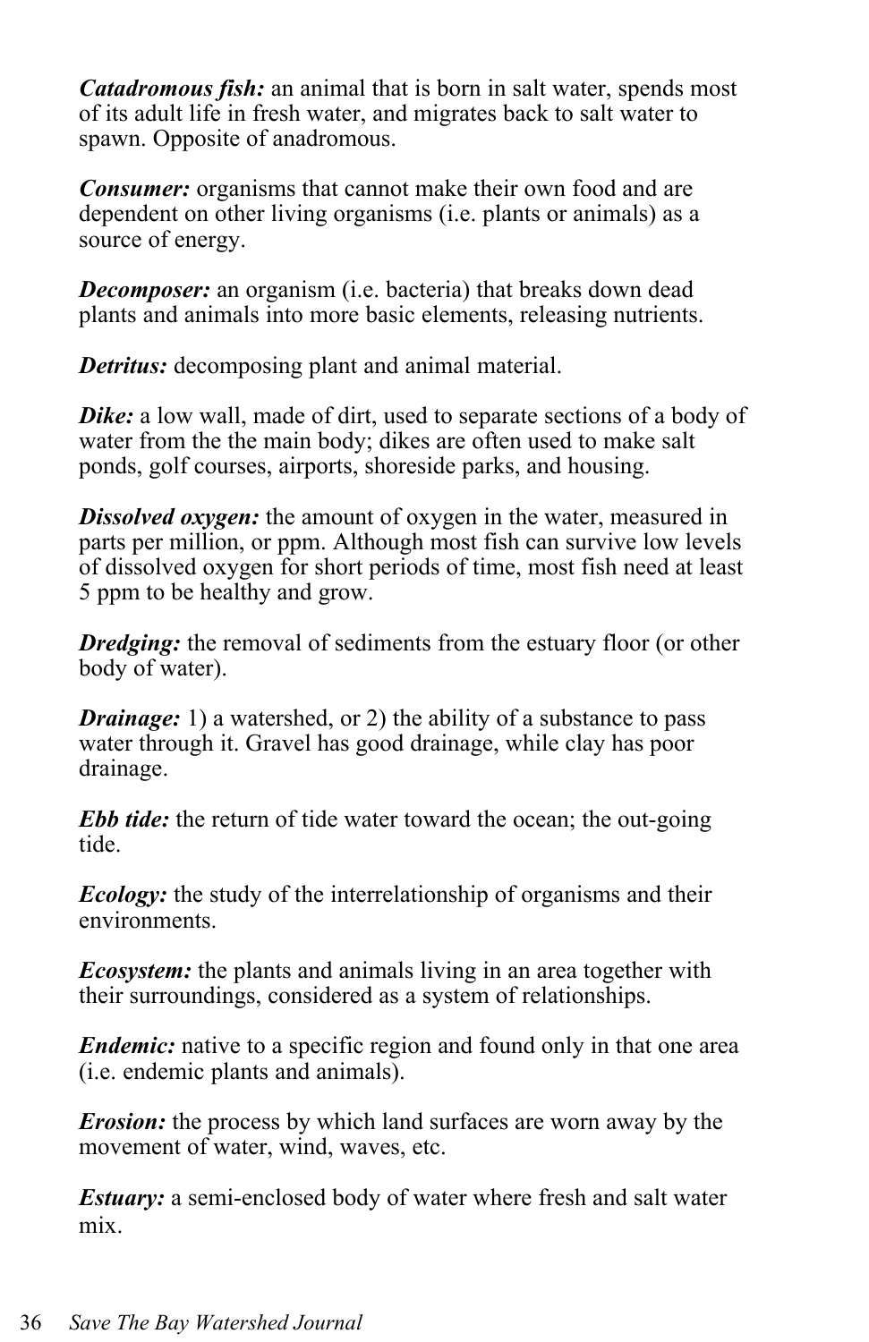***Catadromous fish:*** an animal that is born in salt water, spends most of its adult life in fresh water, and migrates back to salt water to spawn. Opposite of anadromous.

***Consumer:*** organisms that cannot make their own food and are dependent on other living organisms (i.e. plants or animals) as a source of energy.

***Decomposer:*** an organism (i.e. bacteria) that breaks down dead plants and animals into more basic elements, releasing nutrients.

***Detritus:*** decomposing plant and animal material.

***Dike:*** a low wall, made of dirt, used to separate sections of a body of water from the the main body; dikes are often used to make salt ponds, golf courses, airports, shoreside parks, and housing.

***Dissolved oxygen:*** the amount of oxygen in the water, measured in parts per million, or ppm. Although most fish can survive low levels of dissolved oxygen for short periods of time, most fish need at least 5 ppm to be healthy and grow.

***Dredging:*** the removal of sediments from the estuary floor (or other body of water).

***Drainage:*** 1) a watershed, or 2) the ability of a substance to pass water through it. Gravel has good drainage, while clay has poor drainage.

***Ebb tide:*** the return of tide water toward the ocean; the out-going tide.

***Ecology:*** the study of the interrelationship of organisms and their environments.

***Ecosystem:*** the plants and animals living in an area together with their surroundings, considered as a system of relationships.

***Endemic:*** native to a specific region and found only in that one area (i.e. endemic plants and animals).

***Erosion:*** the process by which land surfaces are worn away by the movement of water, wind, waves, etc.

***Estuary:*** a semi-enclosed body of water where fresh and salt water mix.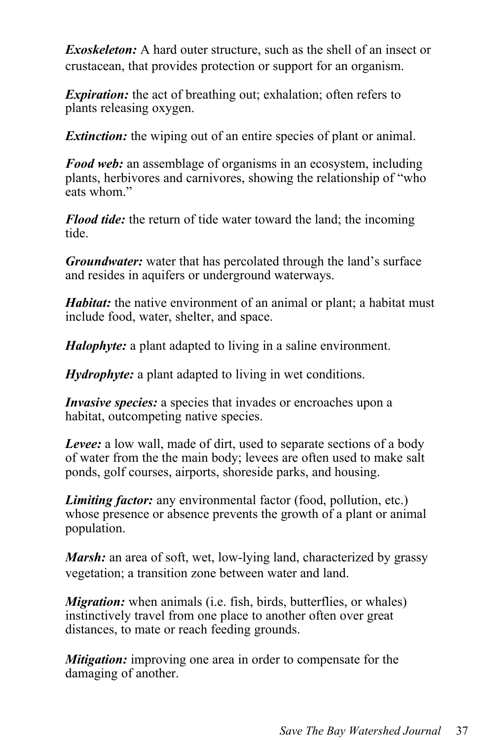***Exoskeleton:*** A hard outer structure, such as the shell of an insect or crustacean, that provides protection or support for an organism.

***Expiration:*** the act of breathing out; exhalation; often refers to plants releasing oxygen.

***Extinction:*** the wiping out of an entire species of plant or animal.

***Food web:*** an assemblage of organisms in an ecosystem, including plants, herbivores and carnivores, showing the relationship of "who eats whom."

***Flood tide:*** the return of tide water toward the land; the incoming tide.

***Groundwater:*** water that has percolated through the land's surface and resides in aquifers or underground waterways.

***Habitat:*** the native environment of an animal or plant; a habitat must include food, water, shelter, and space.

***Halophyte:*** a plant adapted to living in a saline environment.

***Hydrophyte:*** a plant adapted to living in wet conditions.

***Invasive species:*** a species that invades or encroaches upon a habitat, outcompeting native species.

***Levee:*** a low wall, made of dirt, used to separate sections of a body of water from the the main body; levees are often used to make salt ponds, golf courses, airports, shoreside parks, and housing.

***Limiting factor:*** any environmental factor (food, pollution, etc.) whose presence or absence prevents the growth of a plant or animal population.

***Marsh:*** an area of soft, wet, low-lying land, characterized by grassy vegetation; a transition zone between water and land.

***Migration:*** when animals (i.e. fish, birds, butterflies, or whales) instinctively travel from one place to another often over great distances, to mate or reach feeding grounds.

***Mitigation:*** improving one area in order to compensate for the damaging of another.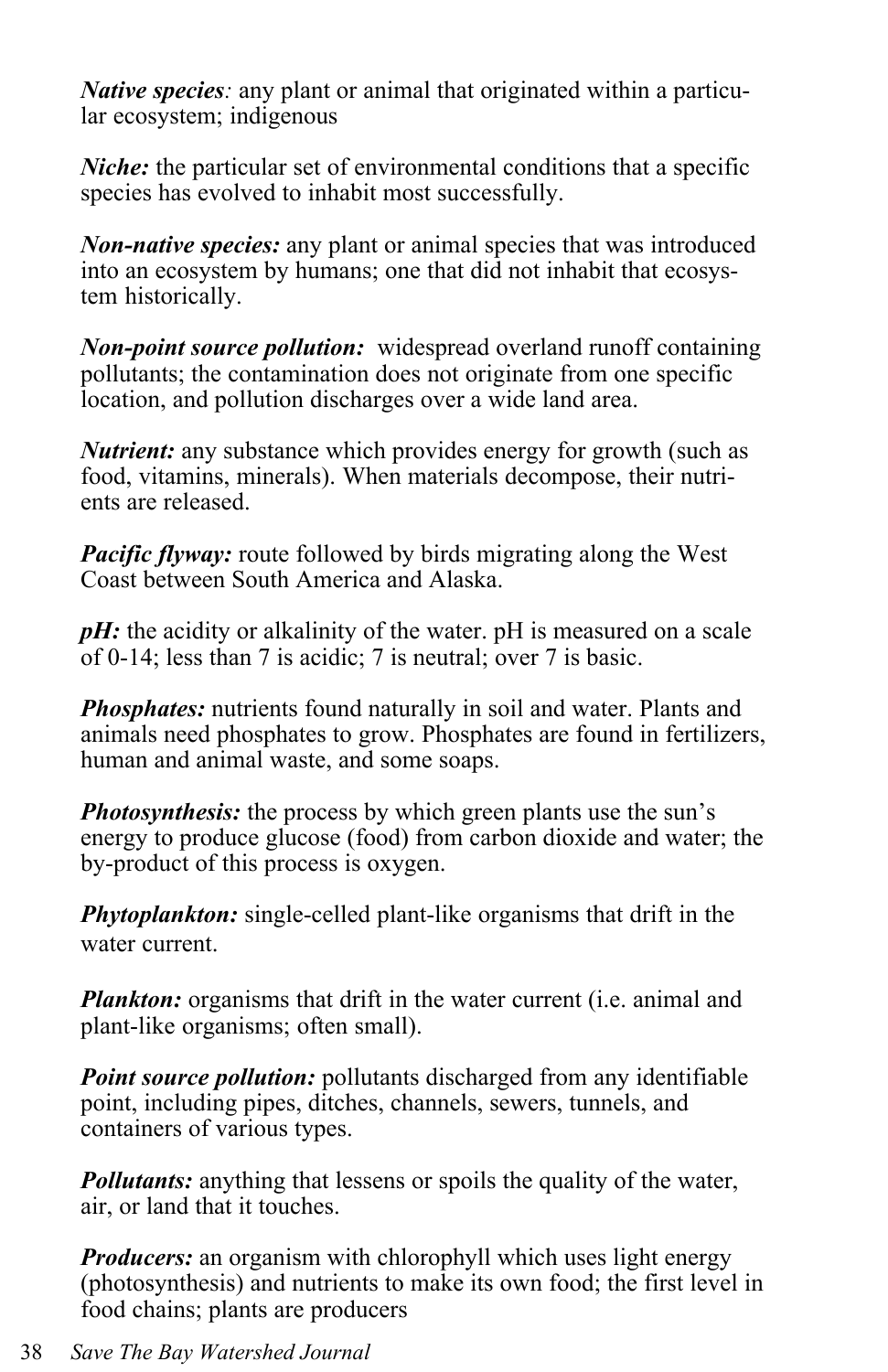***Native species****:* any plant or animal that originated within a particular ecosystem; indigenous

***Niche:*** the particular set of environmental conditions that a specific species has evolved to inhabit most successfully.

***Non-native species:*** any plant or animal species that was introduced into an ecosystem by humans; one that did not inhabit that ecosystem historically.

***Non-point source pollution:*** widespread overland runoff containing pollutants; the contamination does not originate from one specific location, and pollution discharges over a wide land area.

***Nutrient:*** any substance which provides energy for growth (such as food, vitamins, minerals). When materials decompose, their nutrients are released.

***Pacific flyway:*** route followed by birds migrating along the West Coast between South America and Alaska.

***pH:*** the acidity or alkalinity of the water. pH is measured on a scale of 0-14; less than 7 is acidic; 7 is neutral; over 7 is basic.

***Phosphates:*** nutrients found naturally in soil and water. Plants and animals need phosphates to grow. Phosphates are found in fertilizers, human and animal waste, and some soaps.

***Photosynthesis:*** the process by which green plants use the sun's energy to produce glucose (food) from carbon dioxide and water; the by-product of this process is oxygen.

***Phytoplankton:*** single-celled plant-like organisms that drift in the water current.

***Plankton:*** organisms that drift in the water current (i.e. animal and plant-like organisms; often small).

***Point source pollution:*** pollutants discharged from any identifiable point, including pipes, ditches, channels, sewers, tunnels, and containers of various types.

***Pollutants:*** anything that lessens or spoils the quality of the water, air, or land that it touches.

***Producers:*** an organism with chlorophyll which uses light energy (photosynthesis) and nutrients to make its own food; the first level in food chains; plants are producers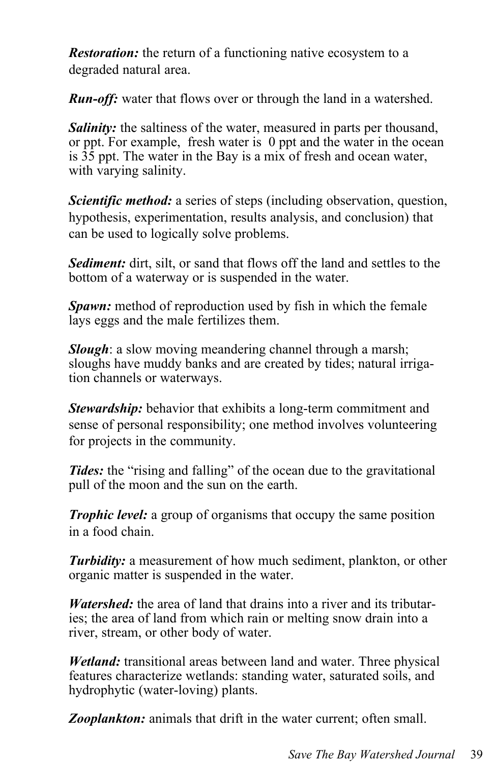***Restoration:*** the return of a functioning native ecosystem to a degraded natural area.

***Run-off:*** water that flows over or through the land in a watershed.

***Salinity:*** the saltiness of the water, measured in parts per thousand, or ppt. For example, fresh water is 0 ppt and the water in the ocean is 35 ppt. The water in the Bay is a mix of fresh and ocean water, with varying salinity.

***Scientific method:*** a series of steps (including observation, question, hypothesis, experimentation, results analysis, and conclusion) that can be used to logically solve problems.

***Sediment:*** dirt, silt, or sand that flows off the land and settles to the bottom of a waterway or is suspended in the water.

***Spawn:*** method of reproduction used by fish in which the female lays eggs and the male fertilizes them.

***Slough***: a slow moving meandering channel through a marsh; sloughs have muddy banks and are created by tides; natural irrigation channels or waterways.

***Stewardship:*** behavior that exhibits a long-term commitment and sense of personal responsibility; one method involves volunteering for projects in the community.

***Tides:*** the "rising and falling" of the ocean due to the gravitational pull of the moon and the sun on the earth.

***Trophic level:*** a group of organisms that occupy the same position in a food chain.

***Turbidity:*** a measurement of how much sediment, plankton, or other organic matter is suspended in the water.

***Watershed:*** the area of land that drains into a river and its tributaries; the area of land from which rain or melting snow drain into a river, stream, or other body of water.

***Wetland:*** transitional areas between land and water. Three physical features characterize wetlands: standing water, saturated soils, and hydrophytic (water-loving) plants.

***Zooplankton:*** animals that drift in the water current; often small.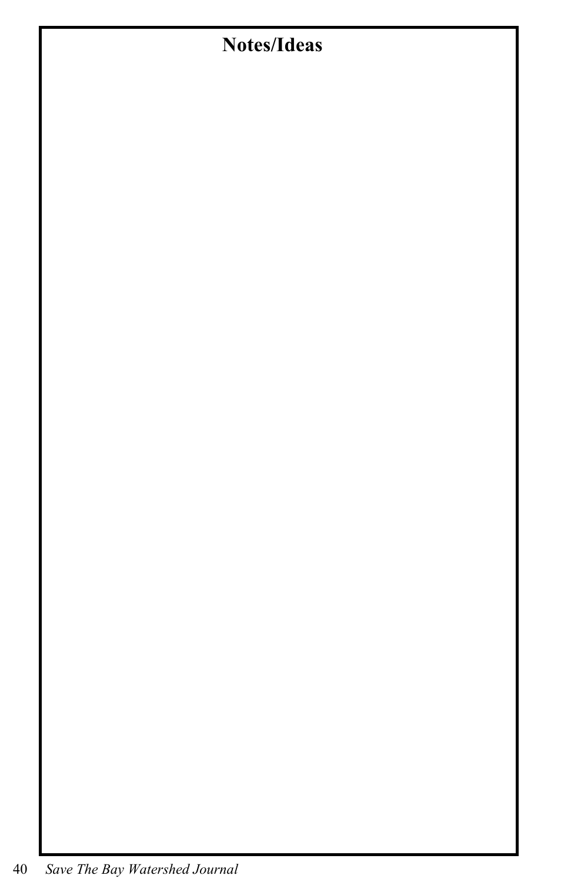## Notes/Ideas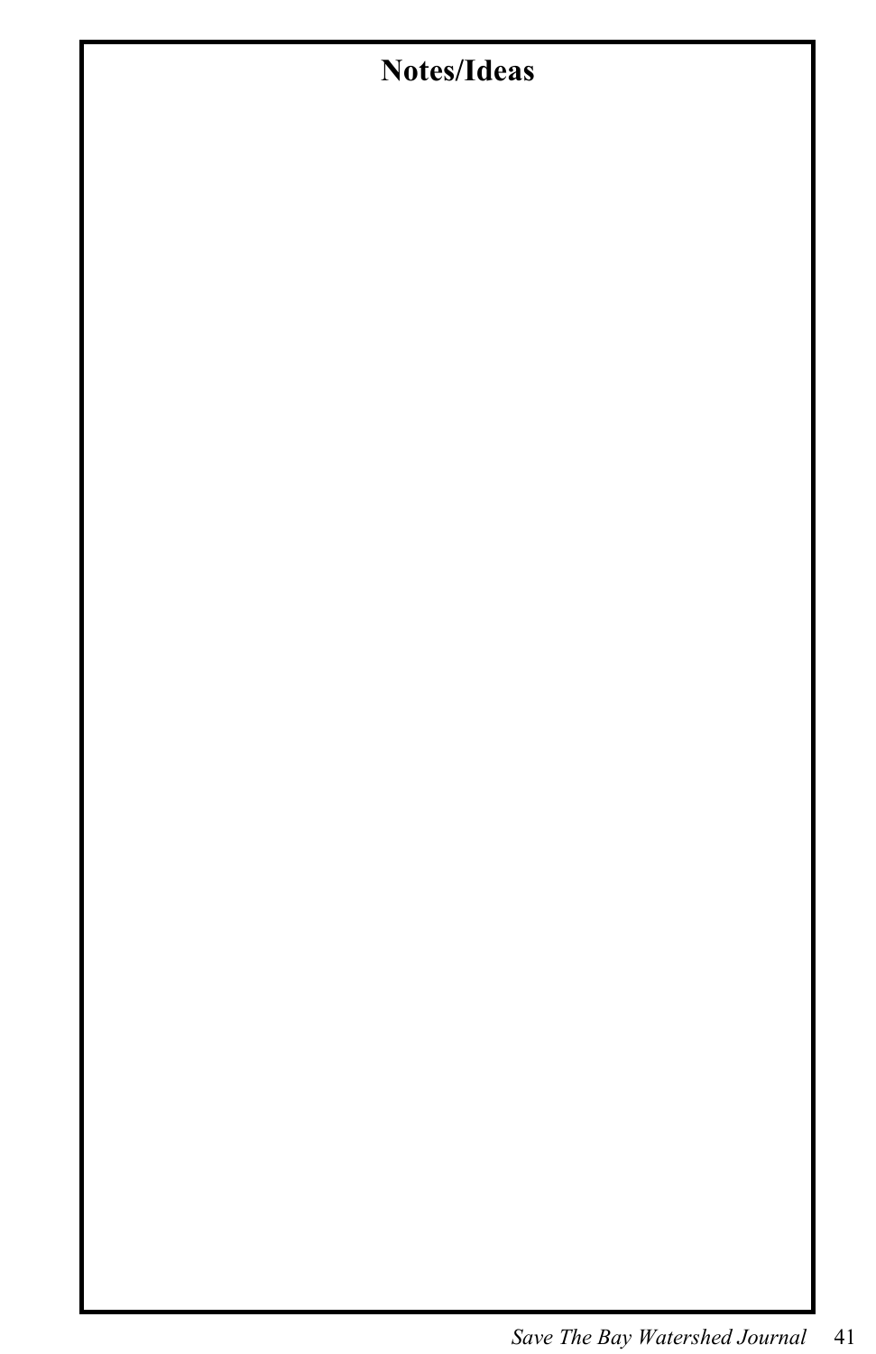# Notes/Ideas